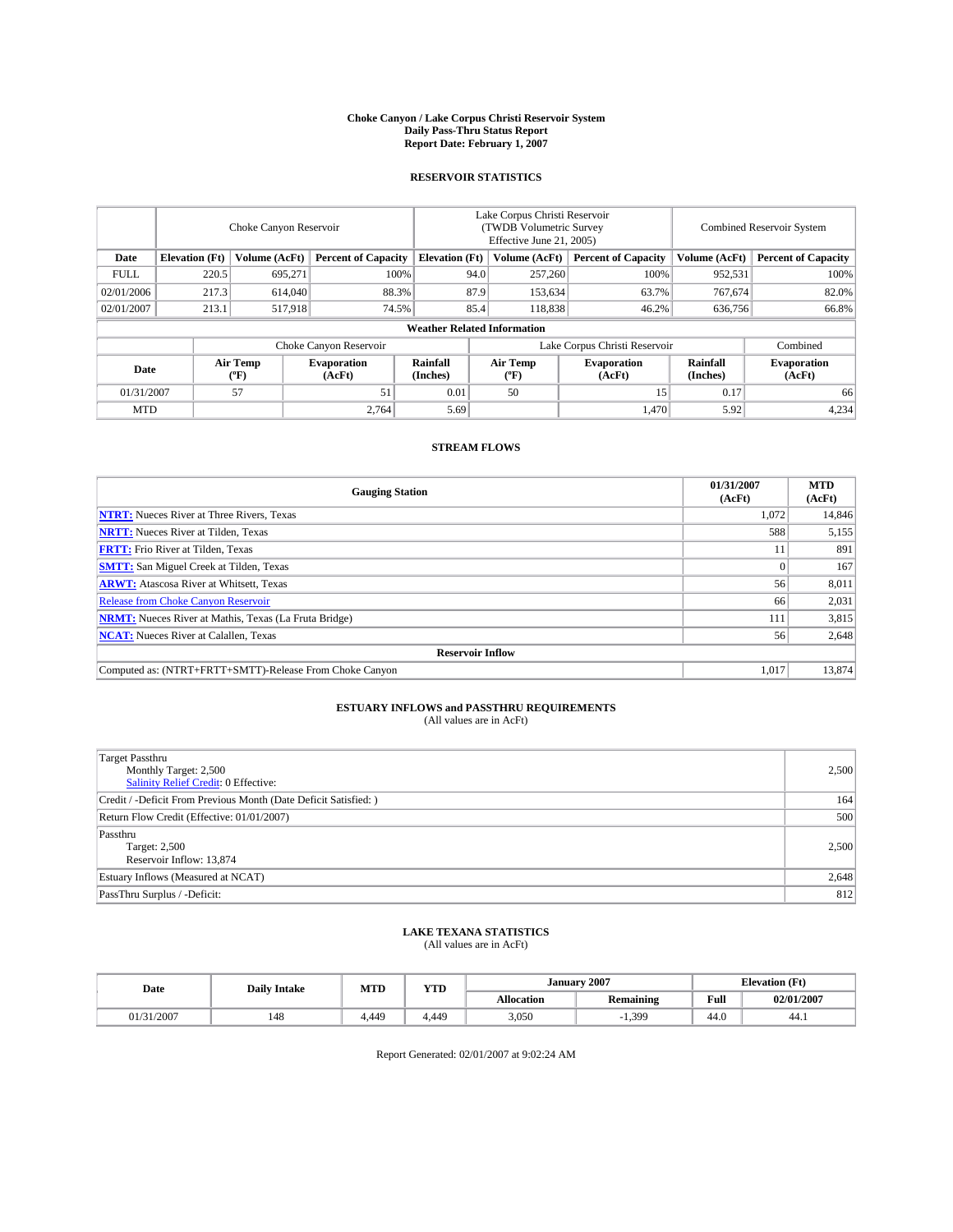# Choke Canyon / Lake Corpus Christi Reservoir System
## Daily Pass-Thru Status Report
### Report Date: February 1, 2007

## RESERVOIR STATISTICS

| | Choke Canyon Reservoir | | | Lake Corpus Christi Reservoir (TWDB Volumetric Survey Effective June 21, 2005) | | | Combined Reservoir System | |
|---|---|---|---|---|---|---|---|---|
| Date | Elevation (Ft) | Volume (AcFt) | Percent of Capacity | Elevation (Ft) | Volume (AcFt) | Percent of Capacity | Volume (AcFt) | Percent of Capacity |
| FULL | 220.5 | 695,271 | 100% | 94.0 | 257,260 | 100% | 952,531 | 100% |
| 02/01/2006 | 217.3 | 614,040 | 88.3% | 87.9 | 153,634 | 63.7% | 767,674 | 82.0% |
| 02/01/2007 | 213.1 | 517,918 | 74.5% | 85.4 | 118,838 | 46.2% | 636,756 | 66.8% |

**Weather Related Information**

| | Choke Canyon Reservoir | | | Lake Corpus Christi Reservoir | | | Combined |
|---|---|---|---|---|---|---|---|
| Date | Air Temp (°F) | Evaporation (AcFt) | Rainfall (Inches) | Air Temp (°F) | Evaporation (AcFt) | Rainfall (Inches) | Evaporation (AcFt) |
| 01/31/2007 | 57 | 51 | 0.01 | 50 | 15 | 0.17 | 66 |
| MTD | | 2,764 | 5.69 | | 1,470 | 5.92 | 4,234 |

## STREAM FLOWS

| Gauging Station | 01/31/2007 (AcFt) | MTD (AcFt) |
|---|---|---|
| NTRT: Nueces River at Three Rivers, Texas | 1,072 | 14,846 |
| NRTT: Nueces River at Tilden, Texas | 588 | 5,155 |
| FRTT: Frio River at Tilden, Texas | 11 | 891 |
| SMTT: San Miguel Creek at Tilden, Texas | 0 | 167 |
| ARWT: Atascosa River at Whitsett, Texas | 56 | 8,011 |
| Release from Choke Canyon Reservoir | 66 | 2,031 |
| NRMT: Nueces River at Mathis, Texas (La Fruta Bridge) | 111 | 3,815 |
| NCAT: Nueces River at Calallen, Texas | 56 | 2,648 |
| **Reservoir Inflow** | | |
| Computed as: (NTRT+FRTT+SMTT)-Release From Choke Canyon | 1,017 | 13,874 |

## ESTUARY INFLOWS and PASSTHRU REQUIREMENTS
(All values are in AcFt)

| | |
|---|---|
| Target Passthru<br>Monthly Target: 2,500<br>Salinity Relief Credit: 0 Effective: | 2,500 |
| Credit / -Deficit From Previous Month (Date Deficit Satisfied: ) | 164 |
| Return Flow Credit (Effective: 01/01/2007) | 500 |
| Passthru<br>Target: 2,500<br>Reservoir Inflow: 13,874 | 2,500 |
| Estuary Inflows (Measured at NCAT) | 2,648 |
| PassThru Surplus / -Deficit: | 812 |

## LAKE TEXANA STATISTICS
(All values are in AcFt)

| Date | Daily Intake | MTD | YTD | January 2007 | | Elevation (Ft) | |
|---|---|---|---|---|---|---|---|
| | | | | Allocation | Remaining | Full | 02/01/2007 |
| 01/31/2007 | 148 | 4,449 | 4,449 | 3,050 | -1,399 | 44.0 | 44.1 |

Report Generated: 02/01/2007 at 9:02:24 AM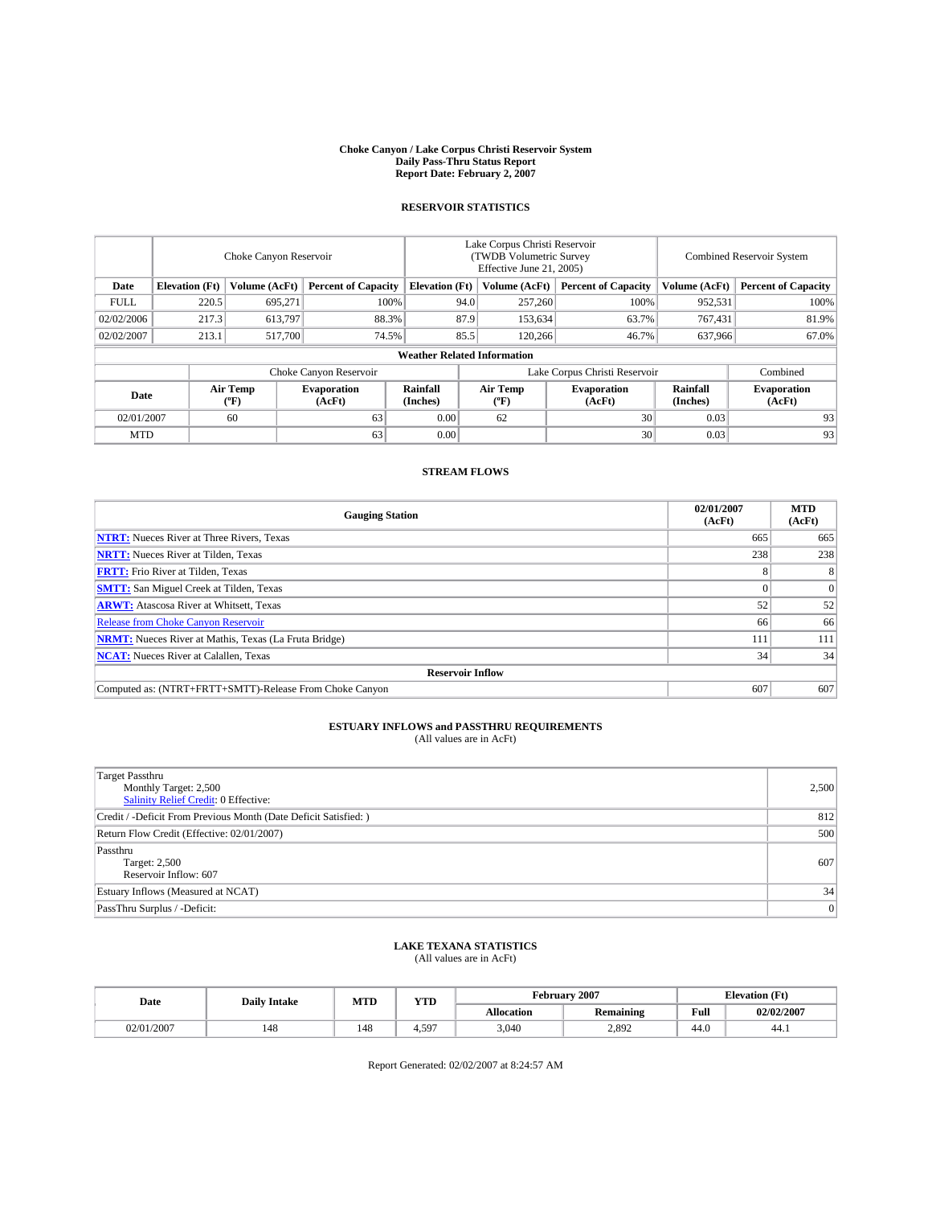**Choke Canyon / Lake Corpus Christi Reservoir System**
**Daily Pass-Thru Status Report**
**Report Date: February 2, 2007**

## RESERVOIR STATISTICS

| | Choke Canyon Reservoir | | | Lake Corpus Christi Reservoir (TWDB Volumetric Survey Effective June 21, 2005) | | | Combined Reservoir System | |
|---|---|---|---|---|---|---|---|---|
| **Date** | **Elevation (Ft)** | **Volume (AcFt)** | **Percent of Capacity** | **Elevation (Ft)** | **Volume (AcFt)** | **Percent of Capacity** | **Volume (AcFt)** | **Percent of Capacity** |
| FULL | 220.5 | 695,271 | 100% | 94.0 | 257,260 | 100% | 952,531 | 100% |
| 02/02/2006 | 217.3 | 613,797 | 88.3% | 87.9 | 153,634 | 63.7% | 767,431 | 81.9% |
| 02/02/2007 | 213.1 | 517,700 | 74.5% | 85.5 | 120,266 | 46.7% | 637,966 | 67.0% |

**Weather Related Information**

| | Choke Canyon Reservoir | | | Lake Corpus Christi Reservoir | | | Combined |
|---|---|---|---|---|---|---|---|
| **Date** | **Air Temp (ºF)** | **Evaporation (AcFt)** | **Rainfall (Inches)** | **Air Temp (ºF)** | **Evaporation (AcFt)** | **Rainfall (Inches)** | **Evaporation (AcFt)** |
| 02/01/2007 | 60 | 63 | 0.00 | 62 | 30 | 0.03 | 93 |
| MTD | | 63 | 0.00 | | 30 | 0.03 | 93 |

## STREAM FLOWS

| Gauging Station | 02/01/2007 (AcFt) | MTD (AcFt) |
|---|---|---|
| **NTRT:** Nueces River at Three Rivers, Texas | 665 | 665 |
| **NRTT:** Nueces River at Tilden, Texas | 238 | 238 |
| **FRTT:** Frio River at Tilden, Texas | 8 | 8 |
| **SMTT:** San Miguel Creek at Tilden, Texas | 0 | 0 |
| **ARWT:** Atascosa River at Whitsett, Texas | 52 | 52 |
| Release from Choke Canyon Reservoir | 66 | 66 |
| **NRMT:** Nueces River at Mathis, Texas (La Fruta Bridge) | 111 | 111 |
| **NCAT:** Nueces River at Calallen, Texas | 34 | 34 |
| **Reservoir Inflow** | | |
| Computed as: (NTRT+FRTT+SMTT)-Release From Choke Canyon | 607 | 607 |

## ESTUARY INFLOWS and PASSTHRU REQUIREMENTS
(All values are in AcFt)

| | |
|---|---|
| Target Passthru<br>Monthly Target: 2,500<br>Salinity Relief Credit: 0 Effective: | 2,500 |
| Credit / -Deficit From Previous Month (Date Deficit Satisfied: ) | 812 |
| Return Flow Credit (Effective: 02/01/2007) | 500 |
| Passthru<br>Target: 2,500<br>Reservoir Inflow: 607 | 607 |
| Estuary Inflows (Measured at NCAT) | 34 |
| PassThru Surplus / -Deficit: | 0 |

## LAKE TEXANA STATISTICS
(All values are in AcFt)

| Date | Daily Intake | MTD | YTD | February 2007 | | Elevation (Ft) | |
|---|---|---|---|---|---|---|---|
| | | | | **Allocation** | **Remaining** | **Full** | **02/02/2007** |
| 02/01/2007 | 148 | 148 | 4,597 | 3,040 | 2,892 | 44.0 | 44.1 |

Report Generated: 02/02/2007 at 8:24:57 AM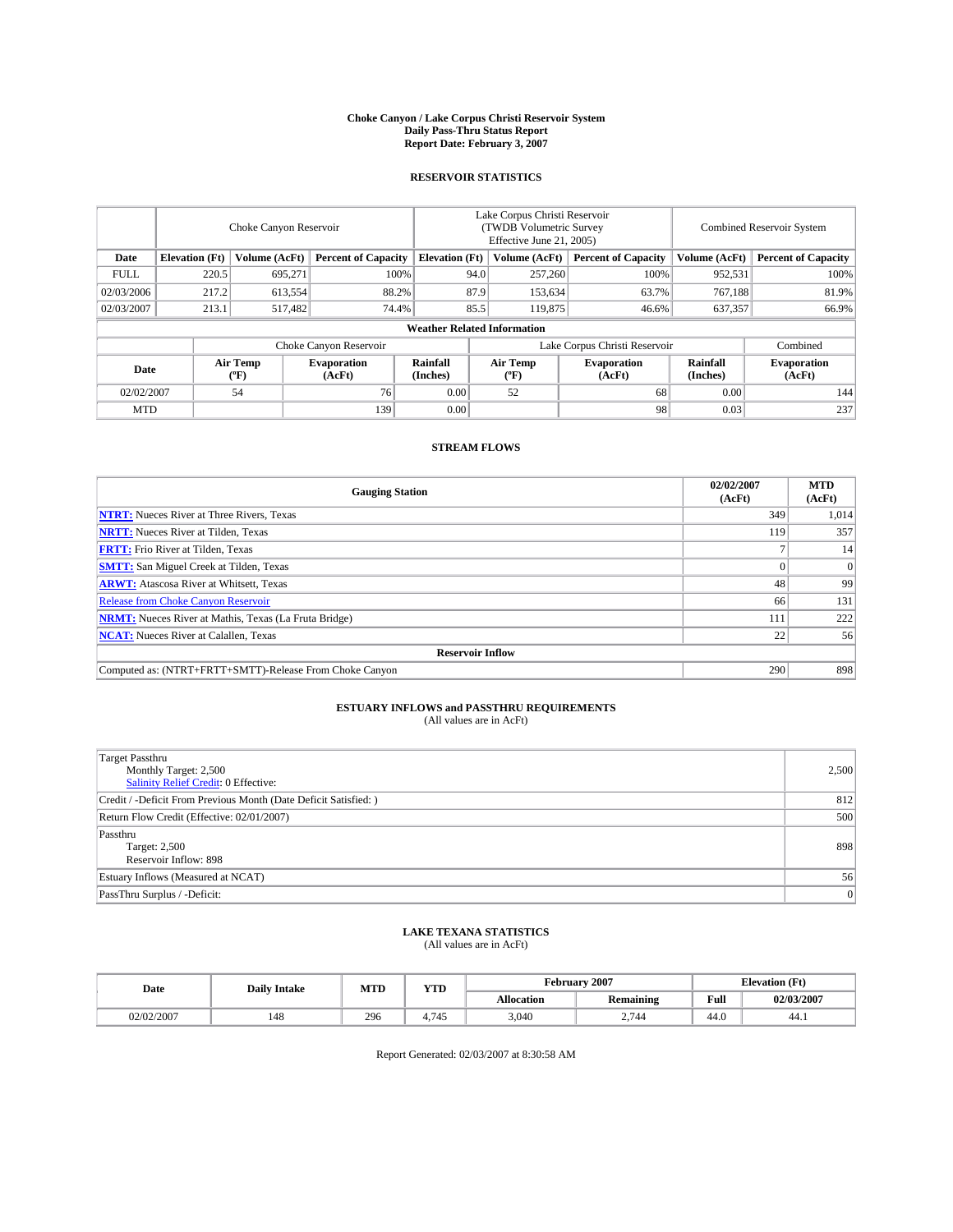# Choke Canyon / Lake Corpus Christi Reservoir System
## Daily Pass-Thru Status Report
## Report Date: February 3, 2007

### RESERVOIR STATISTICS

| | Choke Canyon Reservoir | | | Lake Corpus Christi Reservoir (TWDB Volumetric Survey Effective June 21, 2005) | | | Combined Reservoir System | |
|---|---|---|---|---|---|---|---|---|
| Date | Elevation (Ft) | Volume (AcFt) | Percent of Capacity | Elevation (Ft) | Volume (AcFt) | Percent of Capacity | Volume (AcFt) | Percent of Capacity |
| FULL | 220.5 | 695,271 | 100% | 94.0 | 257,260 | 100% | 952,531 | 100% |
| 02/03/2006 | 217.2 | 613,554 | 88.2% | 87.9 | 153,634 | 63.7% | 767,188 | 81.9% |
| 02/03/2007 | 213.1 | 517,482 | 74.4% | 85.5 | 119,875 | 46.6% | 637,357 | 66.9% |

**Weather Related Information**

| | Choke Canyon Reservoir | | | Lake Corpus Christi Reservoir | | | Combined |
|---|---|---|---|---|---|---|---|
| Date | Air Temp (ºF) | Evaporation (AcFt) | Rainfall (Inches) | Air Temp (ºF) | Evaporation (AcFt) | Rainfall (Inches) | Evaporation (AcFt) |
| 02/02/2007 | 54 | 76 | 0.00 | 52 | 68 | 0.00 | 144 |
| MTD | | 139 | 0.00 | | 98 | 0.03 | 237 |

### STREAM FLOWS

| Gauging Station | 02/02/2007 (AcFt) | MTD (AcFt) |
|---|---|---|
| **NTRT:** Nueces River at Three Rivers, Texas | 349 | 1,014 |
| **NRTT:** Nueces River at Tilden, Texas | 119 | 357 |
| **FRTT:** Frio River at Tilden, Texas | 7 | 14 |
| **SMTT:** San Miguel Creek at Tilden, Texas | 0 | 0 |
| **ARWT:** Atascosa River at Whitsett, Texas | 48 | 99 |
| Release from Choke Canyon Reservoir | 66 | 131 |
| **NRMT:** Nueces River at Mathis, Texas (La Fruta Bridge) | 111 | 222 |
| **NCAT:** Nueces River at Calallen, Texas | 22 | 56 |
| **Reservoir Inflow** | | |
| Computed as: (NTRT+FRTT+SMTT)-Release From Choke Canyon | 290 | 898 |

### ESTUARY INFLOWS and PASSTHRU REQUIREMENTS
(All values are in AcFt)

| | |
|---|---|
| Target Passthru<br>Monthly Target: 2,500<br>Salinity Relief Credit: 0 Effective: | 2,500 |
| Credit / -Deficit From Previous Month (Date Deficit Satisfied: ) | 812 |
| Return Flow Credit (Effective: 02/01/2007) | 500 |
| Passthru<br>Target: 2,500<br>Reservoir Inflow: 898 | 898 |
| Estuary Inflows (Measured at NCAT) | 56 |
| PassThru Surplus / -Deficit: | 0 |

### LAKE TEXANA STATISTICS
(All values are in AcFt)

| Date | Daily Intake | MTD | YTD | February 2007 | | Elevation (Ft) | |
|---|---|---|---|---|---|---|---|
| | | | | Allocation | Remaining | Full | 02/03/2007 |
| 02/02/2007 | 148 | 296 | 4,745 | 3,040 | 2,744 | 44.0 | 44.1 |

Report Generated: 02/03/2007 at 8:30:58 AM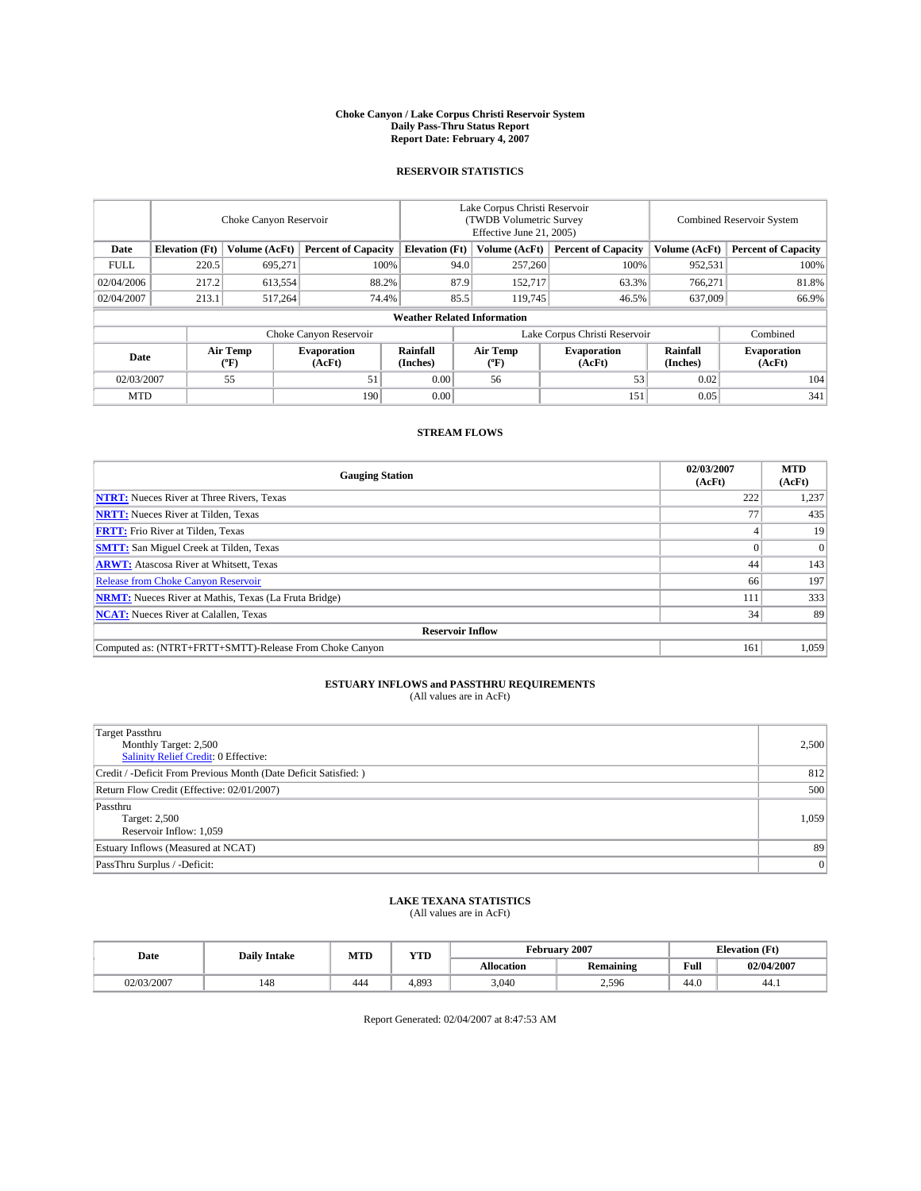# Choke Canyon / Lake Corpus Christi Reservoir System
## Daily Pass-Thru Status Report
### Report Date: February 4, 2007

## RESERVOIR STATISTICS

| | Choke Canyon Reservoir | | | Lake Corpus Christi Reservoir (TWDB Volumetric Survey Effective June 21, 2005) | | | Combined Reservoir System | |
|---|---|---|---|---|---|---|---|---|
| Date | Elevation (Ft) | Volume (AcFt) | Percent of Capacity | Elevation (Ft) | Volume (AcFt) | Percent of Capacity | Volume (AcFt) | Percent of Capacity |
| FULL | 220.5 | 695,271 | 100% | 94.0 | 257,260 | 100% | 952,531 | 100% |
| 02/04/2006 | 217.2 | 613,554 | 88.2% | 87.9 | 152,717 | 63.3% | 766,271 | 81.8% |
| 02/04/2007 | 213.1 | 517,264 | 74.4% | 85.5 | 119,745 | 46.5% | 637,009 | 66.9% |

**Weather Related Information**

| | Choke Canyon Reservoir | | | Lake Corpus Christi Reservoir | | | Combined |
|---|---|---|---|---|---|---|---|
| Date | Air Temp (ºF) | Evaporation (AcFt) | Rainfall (Inches) | Air Temp (ºF) | Evaporation (AcFt) | Rainfall (Inches) | Evaporation (AcFt) |
| 02/03/2007 | 55 | 51 | 0.00 | 56 | 53 | 0.02 | 104 |
| MTD | | 190 | 0.00 | | 151 | 0.05 | 341 |

## STREAM FLOWS

| Gauging Station | 02/03/2007 (AcFt) | MTD (AcFt) |
|---|---|---|
| **NTRT:** Nueces River at Three Rivers, Texas | 222 | 1,237 |
| **NRTT:** Nueces River at Tilden, Texas | 77 | 435 |
| **FRTT:** Frio River at Tilden, Texas | 4 | 19 |
| **SMTT:** San Miguel Creek at Tilden, Texas | 0 | 0 |
| **ARWT:** Atascosa River at Whitsett, Texas | 44 | 143 |
| Release from Choke Canyon Reservoir | 66 | 197 |
| **NRMT:** Nueces River at Mathis, Texas (La Fruta Bridge) | 111 | 333 |
| **NCAT:** Nueces River at Calallen, Texas | 34 | 89 |
| **Reservoir Inflow** | | |
| Computed as: (NTRT+FRTT+SMTT)-Release From Choke Canyon | 161 | 1,059 |

## ESTUARY INFLOWS and PASSTHRU REQUIREMENTS
(All values are in AcFt)

| | |
|---|---|
| Target Passthru<br>Monthly Target: 2,500<br>Salinity Relief Credit: 0 Effective: | 2,500 |
| Credit / -Deficit From Previous Month (Date Deficit Satisfied: ) | 812 |
| Return Flow Credit (Effective: 02/01/2007) | 500 |
| Passthru<br>Target: 2,500<br>Reservoir Inflow: 1,059 | 1,059 |
| Estuary Inflows (Measured at NCAT) | 89 |
| PassThru Surplus / -Deficit: | 0 |

## LAKE TEXANA STATISTICS
(All values are in AcFt)

| Date | Daily Intake | MTD | YTD | February 2007 | | Elevation (Ft) | |
|---|---|---|---|---|---|---|---|
| | | | | Allocation | Remaining | Full | 02/04/2007 |
| 02/03/2007 | 148 | 444 | 4,893 | 3,040 | 2,596 | 44.0 | 44.1 |

Report Generated: 02/04/2007 at 8:47:53 AM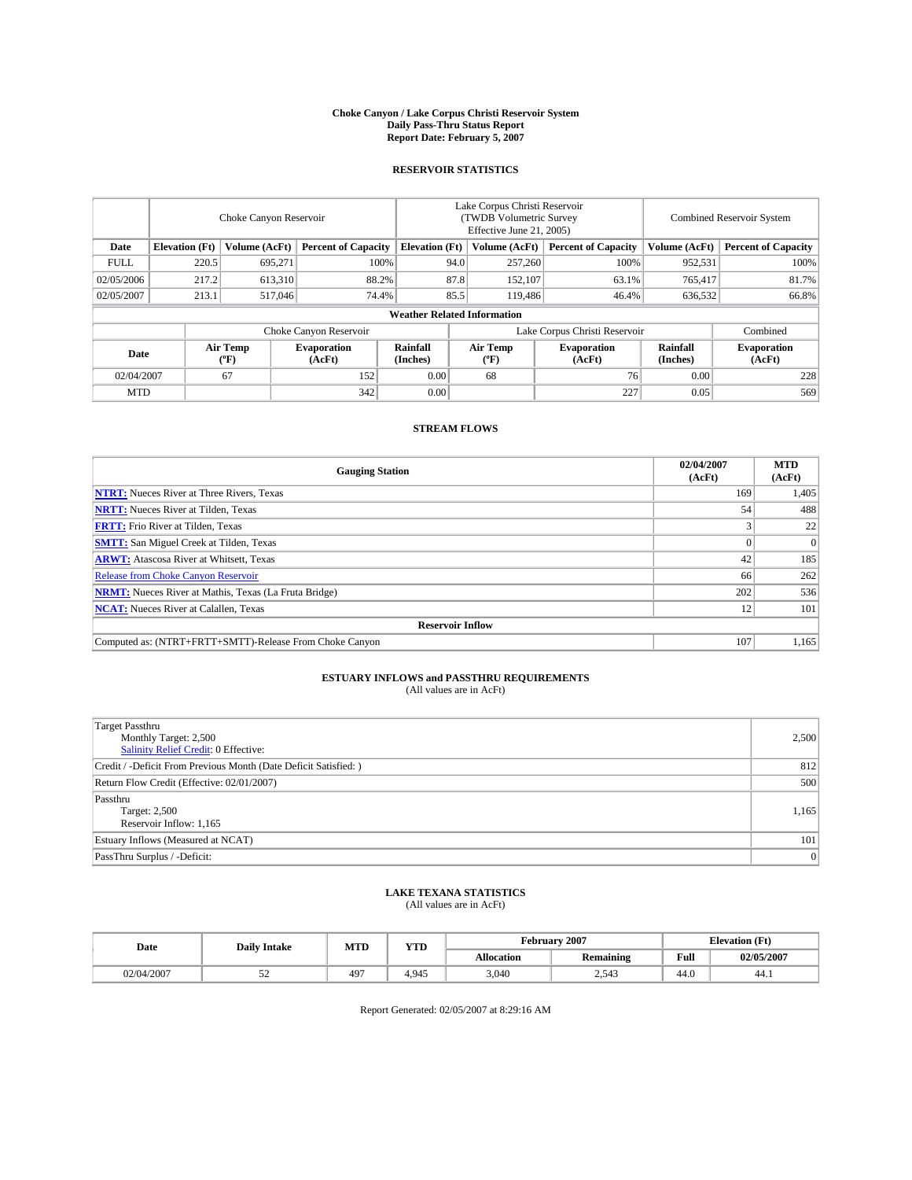# Choke Canyon / Lake Corpus Christi Reservoir System
## Daily Pass-Thru Status Report
### Report Date: February 5, 2007

## RESERVOIR STATISTICS

| | Choke Canyon Reservoir | | | Lake Corpus Christi Reservoir (TWDB Volumetric Survey Effective June 21, 2005) | | | Combined Reservoir System | |
|---|---|---|---|---|---|---|---|---|
| Date | Elevation (Ft) | Volume (AcFt) | Percent of Capacity | Elevation (Ft) | Volume (AcFt) | Percent of Capacity | Volume (AcFt) | Percent of Capacity |
| FULL | 220.5 | 695,271 | 100% | 94.0 | 257,260 | 100% | 952,531 | 100% |
| 02/05/2006 | 217.2 | 613,310 | 88.2% | 87.8 | 152,107 | 63.1% | 765,417 | 81.7% |
| 02/05/2007 | 213.1 | 517,046 | 74.4% | 85.5 | 119,486 | 46.4% | 636,532 | 66.8% |

**Weather Related Information**

| | Choke Canyon Reservoir | | | Lake Corpus Christi Reservoir | | | Combined |
|---|---|---|---|---|---|---|---|
| Date | Air Temp (°F) | Evaporation (AcFt) | Rainfall (Inches) | Air Temp (°F) | Evaporation (AcFt) | Rainfall (Inches) | Evaporation (AcFt) |
| 02/04/2007 | 67 | 152 | 0.00 | 68 | 76 | 0.00 | 228 |
| MTD | | 342 | 0.00 | | 227 | 0.05 | 569 |

## STREAM FLOWS

| Gauging Station | 02/04/2007 (AcFt) | MTD (AcFt) |
|---|---|---|
| NTRT: Nueces River at Three Rivers, Texas | 169 | 1,405 |
| NRTT: Nueces River at Tilden, Texas | 54 | 488 |
| FRTT: Frio River at Tilden, Texas | 3 | 22 |
| SMTT: San Miguel Creek at Tilden, Texas | 0 | 0 |
| ARWT: Atascosa River at Whitsett, Texas | 42 | 185 |
| Release from Choke Canyon Reservoir | 66 | 262 |
| NRMT: Nueces River at Mathis, Texas (La Fruta Bridge) | 202 | 536 |
| NCAT: Nueces River at Calallen, Texas | 12 | 101 |
| **Reservoir Inflow** | | |
| Computed as: (NTRT+FRTT+SMTT)-Release From Choke Canyon | 107 | 1,165 |

## ESTUARY INFLOWS and PASSTHRU REQUIREMENTS
(All values are in AcFt)

| | |
|---|---|
| Target Passthru<br>Monthly Target: 2,500<br>Salinity Relief Credit: 0 Effective: | 2,500 |
| Credit / -Deficit From Previous Month (Date Deficit Satisfied: ) | 812 |
| Return Flow Credit (Effective: 02/01/2007) | 500 |
| Passthru<br>Target: 2,500<br>Reservoir Inflow: 1,165 | 1,165 |
| Estuary Inflows (Measured at NCAT) | 101 |
| PassThru Surplus / -Deficit: | 0 |

## LAKE TEXANA STATISTICS
(All values are in AcFt)

| Date | Daily Intake | MTD | YTD | February 2007 | | Elevation (Ft) | |
|---|---|---|---|---|---|---|---|
| | | | | Allocation | Remaining | Full | 02/05/2007 |
| 02/04/2007 | 52 | 497 | 4,945 | 3,040 | 2,543 | 44.0 | 44.1 |

Report Generated: 02/05/2007 at 8:29:16 AM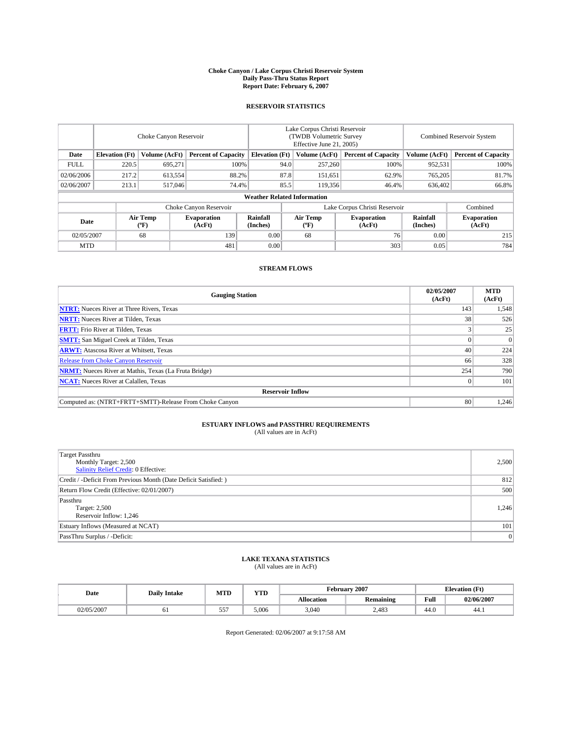# Choke Canyon / Lake Corpus Christi Reservoir System
## Daily Pass-Thru Status Report
## Report Date: February 6, 2007

### RESERVOIR STATISTICS

| | Choke Canyon Reservoir | | | Lake Corpus Christi Reservoir (TWDB Volumetric Survey Effective June 21, 2005) | | | Combined Reservoir System | |
|---|---|---|---|---|---|---|---|---|
| Date | Elevation (Ft) | Volume (AcFt) | Percent of Capacity | Elevation (Ft) | Volume (AcFt) | Percent of Capacity | Volume (AcFt) | Percent of Capacity |
| FULL | 220.5 | 695,271 | 100% | 94.0 | 257,260 | 100% | 952,531 | 100% |
| 02/06/2006 | 217.2 | 613,554 | 88.2% | 87.8 | 151,651 | 62.9% | 765,205 | 81.7% |
| 02/06/2007 | 213.1 | 517,046 | 74.4% | 85.5 | 119,356 | 46.4% | 636,402 | 66.8% |

**Weather Related Information**

| | Choke Canyon Reservoir | | | Lake Corpus Christi Reservoir | | | Combined |
|---|---|---|---|---|---|---|---|
| Date | Air Temp (ºF) | Evaporation (AcFt) | Rainfall (Inches) | Air Temp (ºF) | Evaporation (AcFt) | Rainfall (Inches) | Evaporation (AcFt) |
| 02/05/2007 | 68 | 139 | 0.00 | 68 | 76 | 0.00 | 215 |
| MTD | | 481 | 0.00 | | 303 | 0.05 | 784 |

### STREAM FLOWS

| Gauging Station | 02/05/2007 (AcFt) | MTD (AcFt) |
|---|---|---|
| NTRT: Nueces River at Three Rivers, Texas | 143 | 1,548 |
| NRTT: Nueces River at Tilden, Texas | 38 | 526 |
| FRTT: Frio River at Tilden, Texas | 3 | 25 |
| SMTT: San Miguel Creek at Tilden, Texas | 0 | 0 |
| ARWT: Atascosa River at Whitsett, Texas | 40 | 224 |
| Release from Choke Canyon Reservoir | 66 | 328 |
| NRMT: Nueces River at Mathis, Texas (La Fruta Bridge) | 254 | 790 |
| NCAT: Nueces River at Calallen, Texas | 0 | 101 |
| **Reservoir Inflow** | | |
| Computed as: (NTRT+FRTT+SMTT)-Release From Choke Canyon | 80 | 1,246 |

### ESTUARY INFLOWS and PASSTHRU REQUIREMENTS
(All values are in AcFt)

| | |
|---|---|
| Target Passthru<br>Monthly Target: 2,500<br>Salinity Relief Credit: 0 Effective: | 2,500 |
| Credit / -Deficit From Previous Month (Date Deficit Satisfied: ) | 812 |
| Return Flow Credit (Effective: 02/01/2007) | 500 |
| Passthru<br>Target: 2,500<br>Reservoir Inflow: 1,246 | 1,246 |
| Estuary Inflows (Measured at NCAT) | 101 |
| PassThru Surplus / -Deficit: | 0 |

### LAKE TEXANA STATISTICS
(All values are in AcFt)

| Date | Daily Intake | MTD | YTD | February 2007 | | Elevation (Ft) | |
|---|---|---|---|---|---|---|---|
| | | | | Allocation | Remaining | Full | 02/06/2007 |
| 02/05/2007 | 61 | 557 | 5,006 | 3,040 | 2,483 | 44.0 | 44.1 |

Report Generated: 02/06/2007 at 9:17:58 AM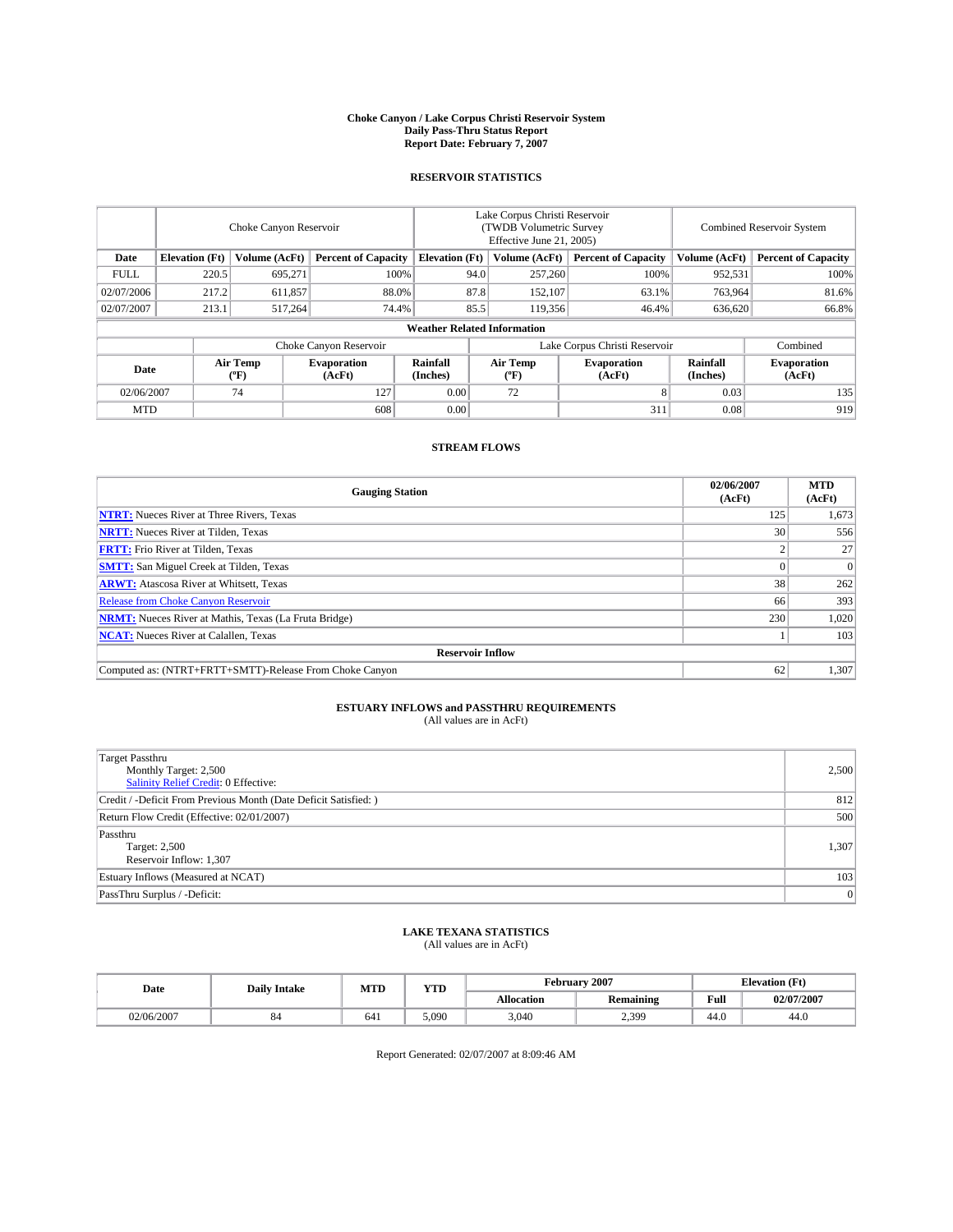# Choke Canyon / Lake Corpus Christi Reservoir System
## Daily Pass-Thru Status Report
## Report Date: February 7, 2007

### RESERVOIR STATISTICS

| | Choke Canyon Reservoir | | | Lake Corpus Christi Reservoir (TWDB Volumetric Survey Effective June 21, 2005) | | | Combined Reservoir System | |
|---|---|---|---|---|---|---|---|---|
| Date | Elevation (Ft) | Volume (AcFt) | Percent of Capacity | Elevation (Ft) | Volume (AcFt) | Percent of Capacity | Volume (AcFt) | Percent of Capacity |
| FULL | 220.5 | 695,271 | 100% | 94.0 | 257,260 | 100% | 952,531 | 100% |
| 02/07/2006 | 217.2 | 611,857 | 88.0% | 87.8 | 152,107 | 63.1% | 763,964 | 81.6% |
| 02/07/2007 | 213.1 | 517,264 | 74.4% | 85.5 | 119,356 | 46.4% | 636,620 | 66.8% |

**Weather Related Information**

| | Choke Canyon Reservoir | | | Lake Corpus Christi Reservoir | | | Combined |
|---|---|---|---|---|---|---|---|
| Date | Air Temp (°F) | Evaporation (AcFt) | Rainfall (Inches) | Air Temp (°F) | Evaporation (AcFt) | Rainfall (Inches) | Evaporation (AcFt) |
| 02/06/2007 | 74 | 127 | 0.00 | 72 | 8 | 0.03 | 135 |
| MTD | | 608 | 0.00 | | 311 | 0.08 | 919 |

### STREAM FLOWS

| Gauging Station | 02/06/2007 (AcFt) | MTD (AcFt) |
|---|---|---|
| **NTRT:** Nueces River at Three Rivers, Texas | 125 | 1,673 |
| **NRTT:** Nueces River at Tilden, Texas | 30 | 556 |
| **FRTT:** Frio River at Tilden, Texas | 2 | 27 |
| **SMTT:** San Miguel Creek at Tilden, Texas | 0 | 0 |
| **ARWT:** Atascosa River at Whitsett, Texas | 38 | 262 |
| Release from Choke Canyon Reservoir | 66 | 393 |
| **NRMT:** Nueces River at Mathis, Texas (La Fruta Bridge) | 230 | 1,020 |
| **NCAT:** Nueces River at Calallen, Texas | 1 | 103 |
| **Reservoir Inflow** | | |
| Computed as: (NTRT+FRTT+SMTT)-Release From Choke Canyon | 62 | 1,307 |

### ESTUARY INFLOWS and PASSTHRU REQUIREMENTS
(All values are in AcFt)

| | |
|---|---|
| Target Passthru<br>Monthly Target: 2,500<br>Salinity Relief Credit: 0 Effective: | 2,500 |
| Credit / -Deficit From Previous Month (Date Deficit Satisfied: ) | 812 |
| Return Flow Credit (Effective: 02/01/2007) | 500 |
| Passthru<br>Target: 2,500<br>Reservoir Inflow: 1,307 | 1,307 |
| Estuary Inflows (Measured at NCAT) | 103 |
| PassThru Surplus / -Deficit: | 0 |

### LAKE TEXANA STATISTICS
(All values are in AcFt)

| Date | Daily Intake | MTD | YTD | February 2007 | | Elevation (Ft) | |
|---|---|---|---|---|---|---|---|
| | | | | Allocation | Remaining | Full | 02/07/2007 |
| 02/06/2007 | 84 | 641 | 5,090 | 3,040 | 2,399 | 44.0 | 44.0 |

Report Generated: 02/07/2007 at 8:09:46 AM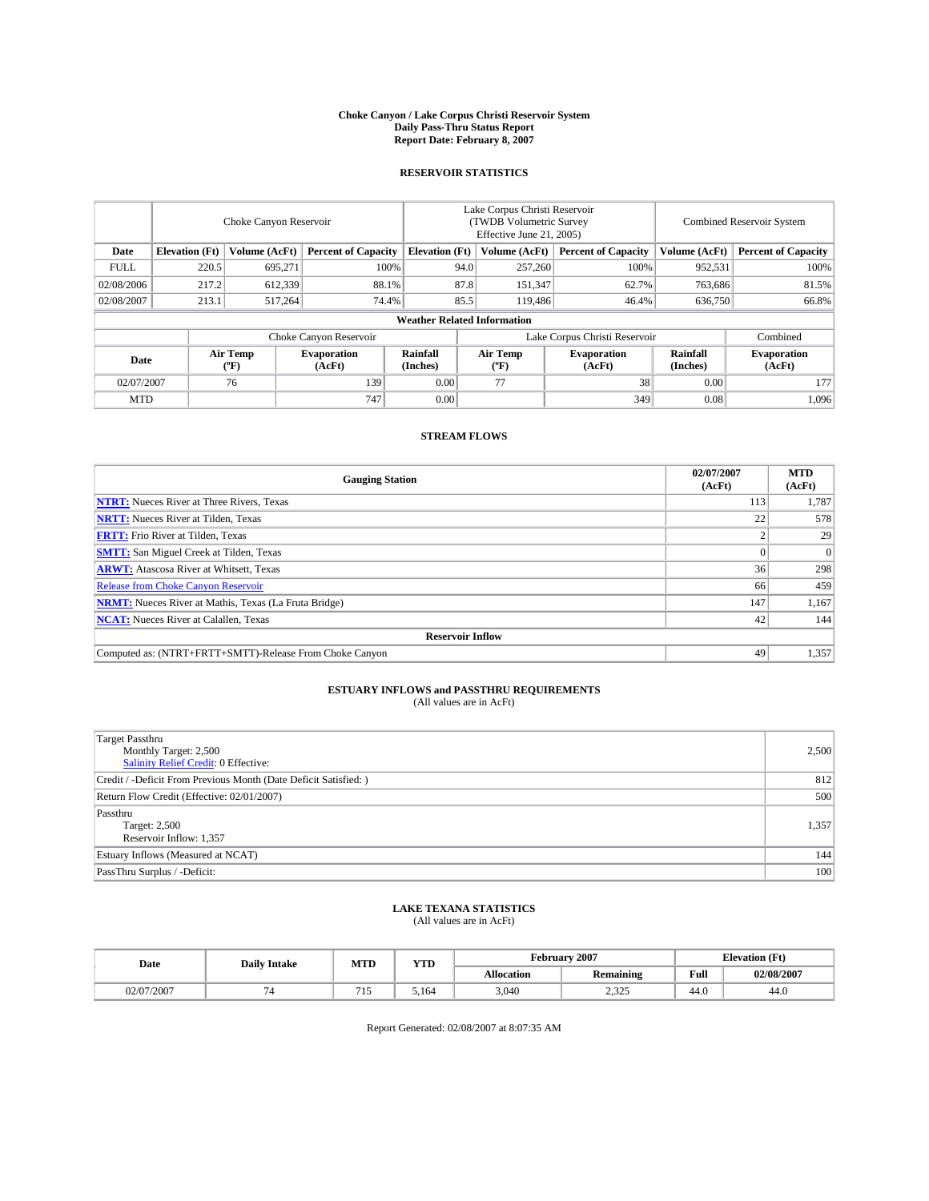# Choke Canyon / Lake Corpus Christi Reservoir System
## Daily Pass-Thru Status Report
## Report Date: February 8, 2007

### RESERVOIR STATISTICS

| | Choke Canyon Reservoir | | | Lake Corpus Christi Reservoir (TWDB Volumetric Survey Effective June 21, 2005) | | | Combined Reservoir System | |
|---|---|---|---|---|---|---|---|---|
| Date | Elevation (Ft) | Volume (AcFt) | Percent of Capacity | Elevation (Ft) | Volume (AcFt) | Percent of Capacity | Volume (AcFt) | Percent of Capacity |
| FULL | 220.5 | 695,271 | 100% | 94.0 | 257,260 | 100% | 952,531 | 100% |
| 02/08/2006 | 217.2 | 612,339 | 88.1% | 87.8 | 151,347 | 62.7% | 763,686 | 81.5% |
| 02/08/2007 | 213.1 | 517,264 | 74.4% | 85.5 | 119,486 | 46.4% | 636,750 | 66.8% |

**Weather Related Information**

| | Choke Canyon Reservoir | | | Lake Corpus Christi Reservoir | | | Combined |
|---|---|---|---|---|---|---|---|
| Date | Air Temp (ºF) | Evaporation (AcFt) | Rainfall (Inches) | Air Temp (ºF) | Evaporation (AcFt) | Rainfall (Inches) | Evaporation (AcFt) |
| 02/07/2007 | 76 | 139 | 0.00 | 77 | 38 | 0.00 | 177 |
| MTD | | 747 | 0.00 | | 349 | 0.08 | 1,096 |

### STREAM FLOWS

| Gauging Station | 02/07/2007 (AcFt) | MTD (AcFt) |
|---|---|---|
| **NTRT:** Nueces River at Three Rivers, Texas | 113 | 1,787 |
| **NRTT:** Nueces River at Tilden, Texas | 22 | 578 |
| **FRTT:** Frio River at Tilden, Texas | 2 | 29 |
| **SMTT:** San Miguel Creek at Tilden, Texas | 0 | 0 |
| **ARWT:** Atascosa River at Whitsett, Texas | 36 | 298 |
| Release from Choke Canyon Reservoir | 66 | 459 |
| **NRMT:** Nueces River at Mathis, Texas (La Fruta Bridge) | 147 | 1,167 |
| **NCAT:** Nueces River at Calallen, Texas | 42 | 144 |
| **Reservoir Inflow** | | |
| Computed as: (NTRT+FRTT+SMTT)-Release From Choke Canyon | 49 | 1,357 |

### ESTUARY INFLOWS and PASSTHRU REQUIREMENTS
(All values are in AcFt)

| | |
|---|---|
| Target Passthru<br>Monthly Target: 2,500<br>Salinity Relief Credit: 0 Effective: | 2,500 |
| Credit / -Deficit From Previous Month (Date Deficit Satisfied: ) | 812 |
| Return Flow Credit (Effective: 02/01/2007) | 500 |
| Passthru<br>Target: 2,500<br>Reservoir Inflow: 1,357 | 1,357 |
| Estuary Inflows (Measured at NCAT) | 144 |
| PassThru Surplus / -Deficit: | 100 |

### LAKE TEXANA STATISTICS
(All values are in AcFt)

| Date | Daily Intake | MTD | YTD | February 2007 | | Elevation (Ft) | |
|---|---|---|---|---|---|---|---|
| | | | | Allocation | Remaining | Full | 02/08/2007 |
| 02/07/2007 | 74 | 715 | 5,164 | 3,040 | 2,325 | 44.0 | 44.0 |

Report Generated: 02/08/2007 at 8:07:35 AM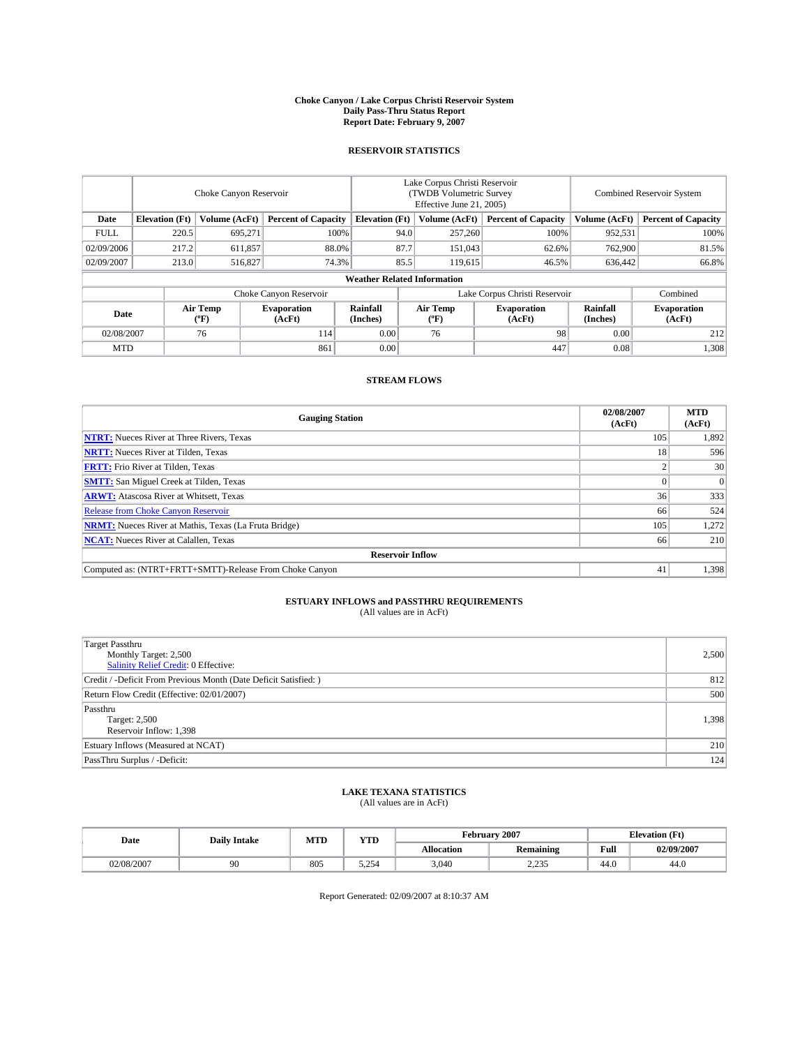# Choke Canyon / Lake Corpus Christi Reservoir System
## Daily Pass-Thru Status Report
### Report Date: February 9, 2007

## RESERVOIR STATISTICS

| | Choke Canyon Reservoir | | | Lake Corpus Christi Reservoir (TWDB Volumetric Survey Effective June 21, 2005) | | | Combined Reservoir System | |
|---|---|---|---|---|---|---|---|---|
| Date | Elevation (Ft) | Volume (AcFt) | Percent of Capacity | Elevation (Ft) | Volume (AcFt) | Percent of Capacity | Volume (AcFt) | Percent of Capacity |
| FULL | 220.5 | 695,271 | 100% | 94.0 | 257,260 | 100% | 952,531 | 100% |
| 02/09/2006 | 217.2 | 611,857 | 88.0% | 87.7 | 151,043 | 62.6% | 762,900 | 81.5% |
| 02/09/2007 | 213.0 | 516,827 | 74.3% | 85.5 | 119,615 | 46.5% | 636,442 | 66.8% |

### Weather Related Information

| | Choke Canyon Reservoir | | | Lake Corpus Christi Reservoir | | | Combined |
|---|---|---|---|---|---|---|---|
| Date | Air Temp (ºF) | Evaporation (AcFt) | Rainfall (Inches) | Air Temp (ºF) | Evaporation (AcFt) | Rainfall (Inches) | Evaporation (AcFt) |
| 02/08/2007 | 76 | 114 | 0.00 | 76 | 98 | 0.00 | 212 |
| MTD | | 861 | 0.00 | | 447 | 0.08 | 1,308 |

## STREAM FLOWS

| Gauging Station | 02/08/2007 (AcFt) | MTD (AcFt) |
|---|---|---|
| NTRT: Nueces River at Three Rivers, Texas | 105 | 1,892 |
| NRTT: Nueces River at Tilden, Texas | 18 | 596 |
| FRTT: Frio River at Tilden, Texas | 2 | 30 |
| SMTT: San Miguel Creek at Tilden, Texas | 0 | 0 |
| ARWT: Atascosa River at Whitsett, Texas | 36 | 333 |
| Release from Choke Canyon Reservoir | 66 | 524 |
| NRMT: Nueces River at Mathis, Texas (La Fruta Bridge) | 105 | 1,272 |
| NCAT: Nueces River at Calallen, Texas | 66 | 210 |
| **Reservoir Inflow** | | |
| Computed as: (NTRT+FRTT+SMTT)-Release From Choke Canyon | 41 | 1,398 |

## ESTUARY INFLOWS and PASSTHRU REQUIREMENTS
(All values are in AcFt)

| | |
|---|---|
| Target Passthru<br>Monthly Target: 2,500<br>Salinity Relief Credit: 0 Effective: | 2,500 |
| Credit / -Deficit From Previous Month (Date Deficit Satisfied: ) | 812 |
| Return Flow Credit (Effective: 02/01/2007) | 500 |
| Passthru<br>Target: 2,500<br>Reservoir Inflow: 1,398 | 1,398 |
| Estuary Inflows (Measured at NCAT) | 210 |
| PassThru Surplus / -Deficit: | 124 |

## LAKE TEXANA STATISTICS
(All values are in AcFt)

| Date | Daily Intake | MTD | YTD | February 2007 | | Elevation (Ft) | |
|---|---|---|---|---|---|---|---|
| | | | | Allocation | Remaining | Full | 02/09/2007 |
| 02/08/2007 | 90 | 805 | 5,254 | 3,040 | 2,235 | 44.0 | 44.0 |

Report Generated: 02/09/2007 at 8:10:37 AM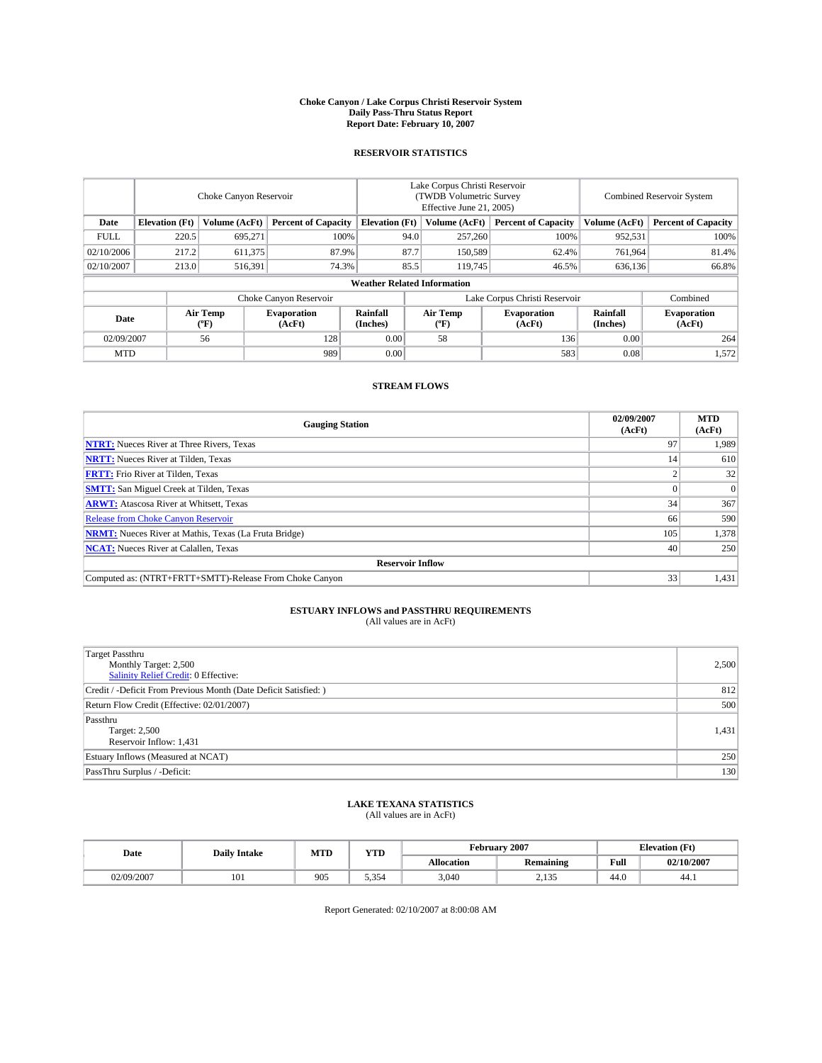# Choke Canyon / Lake Corpus Christi Reservoir System
## Daily Pass-Thru Status Report
### Report Date: February 10, 2007

## RESERVOIR STATISTICS

| | Choke Canyon Reservoir | | | Lake Corpus Christi Reservoir (TWDB Volumetric Survey Effective June 21, 2005) | | | Combined Reservoir System | |
|---|---|---|---|---|---|---|---|---|
| Date | Elevation (Ft) | Volume (AcFt) | Percent of Capacity | Elevation (Ft) | Volume (AcFt) | Percent of Capacity | Volume (AcFt) | Percent of Capacity |
| FULL | 220.5 | 695,271 | 100% | 94.0 | 257,260 | 100% | 952,531 | 100% |
| 02/10/2006 | 217.2 | 611,375 | 87.9% | 87.7 | 150,589 | 62.4% | 761,964 | 81.4% |
| 02/10/2007 | 213.0 | 516,391 | 74.3% | 85.5 | 119,745 | 46.5% | 636,136 | 66.8% |

**Weather Related Information**

| | Choke Canyon Reservoir | | | Lake Corpus Christi Reservoir | | | Combined |
|---|---|---|---|---|---|---|---|
| Date | Air Temp (°F) | Evaporation (AcFt) | Rainfall (Inches) | Air Temp (°F) | Evaporation (AcFt) | Rainfall (Inches) | Evaporation (AcFt) |
| 02/09/2007 | 56 | 128 | 0.00 | 58 | 136 | 0.00 | 264 |
| MTD | | 989 | 0.00 | | 583 | 0.08 | 1,572 |

## STREAM FLOWS

| Gauging Station | 02/09/2007 (AcFt) | MTD (AcFt) |
|---|---|---|
| **NTRT:** Nueces River at Three Rivers, Texas | 97 | 1,989 |
| **NRTT:** Nueces River at Tilden, Texas | 14 | 610 |
| **FRTT:** Frio River at Tilden, Texas | 2 | 32 |
| **SMTT:** San Miguel Creek at Tilden, Texas | 0 | 0 |
| **ARWT:** Atascosa River at Whitsett, Texas | 34 | 367 |
| Release from Choke Canyon Reservoir | 66 | 590 |
| **NRMT:** Nueces River at Mathis, Texas (La Fruta Bridge) | 105 | 1,378 |
| **NCAT:** Nueces River at Calallen, Texas | 40 | 250 |
| **Reservoir Inflow** | | |
| Computed as: (NTRT+FRTT+SMTT)-Release From Choke Canyon | 33 | 1,431 |

## ESTUARY INFLOWS and PASSTHRU REQUIREMENTS
(All values are in AcFt)

| | |
|---|---|
| Target Passthru<br>Monthly Target: 2,500<br>Salinity Relief Credit: 0 Effective: | 2,500 |
| Credit / -Deficit From Previous Month (Date Deficit Satisfied: ) | 812 |
| Return Flow Credit (Effective: 02/01/2007) | 500 |
| Passthru<br>Target: 2,500<br>Reservoir Inflow: 1,431 | 1,431 |
| Estuary Inflows (Measured at NCAT) | 250 |
| PassThru Surplus / -Deficit: | 130 |

## LAKE TEXANA STATISTICS
(All values are in AcFt)

| Date | Daily Intake | MTD | YTD | February 2007 | | Elevation (Ft) | |
|---|---|---|---|---|---|---|---|
| | | | | Allocation | Remaining | Full | 02/10/2007 |
| 02/09/2007 | 101 | 905 | 5,354 | 3,040 | 2,135 | 44.0 | 44.1 |

Report Generated: 02/10/2007 at 8:00:08 AM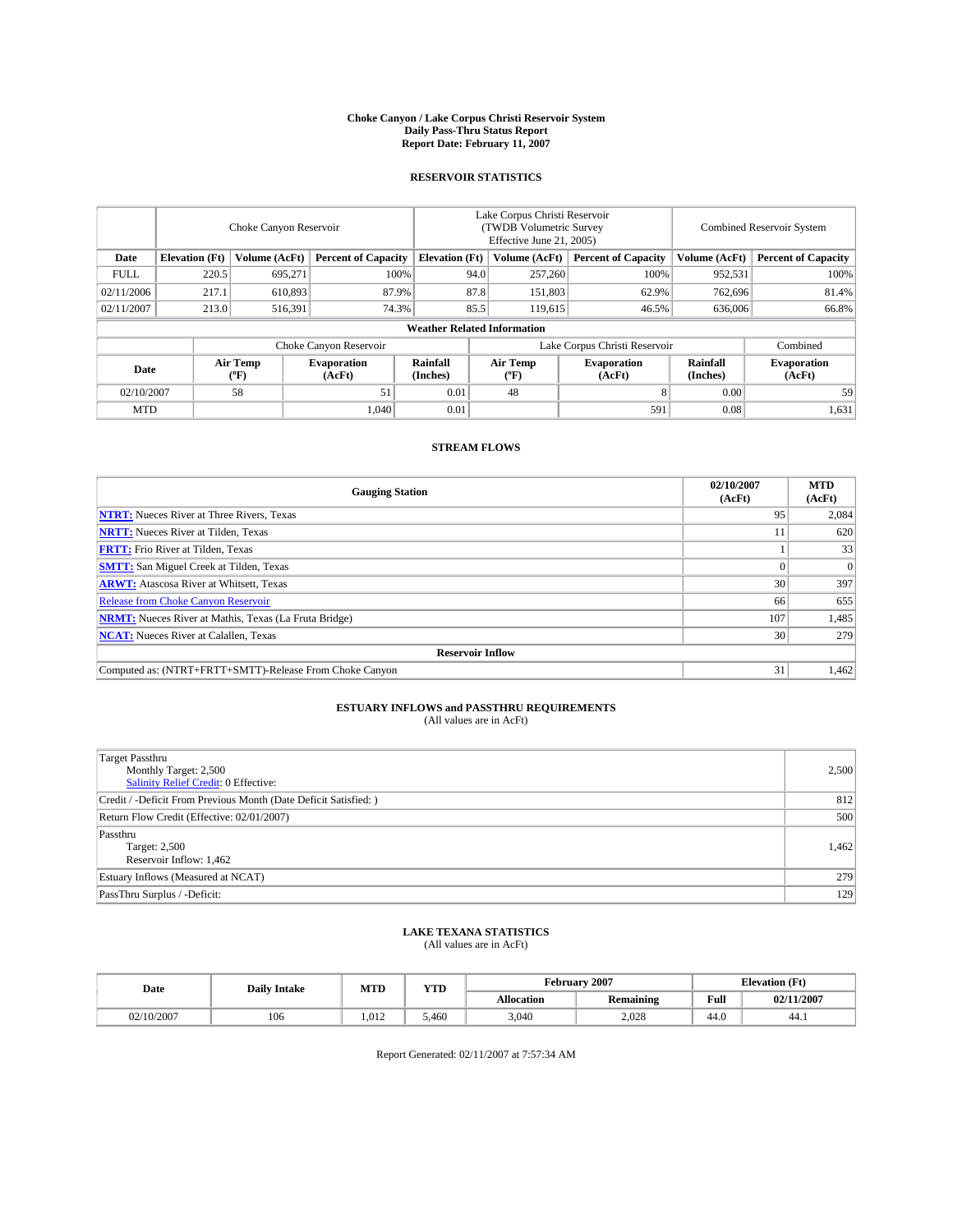# Choke Canyon / Lake Corpus Christi Reservoir System
## Daily Pass-Thru Status Report
### Report Date: February 11, 2007

## RESERVOIR STATISTICS

| | Choke Canyon Reservoir | | | Lake Corpus Christi Reservoir (TWDB Volumetric Survey Effective June 21, 2005) | | | Combined Reservoir System | |
|---|---|---|---|---|---|---|---|---|
| Date | Elevation (Ft) | Volume (AcFt) | Percent of Capacity | Elevation (Ft) | Volume (AcFt) | Percent of Capacity | Volume (AcFt) | Percent of Capacity |
| FULL | 220.5 | 695,271 | 100% | 94.0 | 257,260 | 100% | 952,531 | 100% |
| 02/11/2006 | 217.1 | 610,893 | 87.9% | 87.8 | 151,803 | 62.9% | 762,696 | 81.4% |
| 02/11/2007 | 213.0 | 516,391 | 74.3% | 85.5 | 119,615 | 46.5% | 636,006 | 66.8% |

### Weather Related Information

| | Choke Canyon Reservoir | | | Lake Corpus Christi Reservoir | | | Combined |
|---|---|---|---|---|---|---|---|
| Date | Air Temp (ºF) | Evaporation (AcFt) | Rainfall (Inches) | Air Temp (ºF) | Evaporation (AcFt) | Rainfall (Inches) | Evaporation (AcFt) |
| 02/10/2007 | 58 | 51 | 0.01 | 48 | 8 | 0.00 | 59 |
| MTD | | 1,040 | 0.01 | | 591 | 0.08 | 1,631 |

## STREAM FLOWS

| Gauging Station | 02/10/2007 (AcFt) | MTD (AcFt) |
|---|---|---|
| **NTRT:** Nueces River at Three Rivers, Texas | 95 | 2,084 |
| **NRTT:** Nueces River at Tilden, Texas | 11 | 620 |
| **FRTT:** Frio River at Tilden, Texas | 1 | 33 |
| **SMTT:** San Miguel Creek at Tilden, Texas | 0 | 0 |
| **ARWT:** Atascosa River at Whitsett, Texas | 30 | 397 |
| Release from Choke Canyon Reservoir | 66 | 655 |
| **NRMT:** Nueces River at Mathis, Texas (La Fruta Bridge) | 107 | 1,485 |
| **NCAT:** Nueces River at Calallen, Texas | 30 | 279 |
| **Reservoir Inflow** | | |
| Computed as: (NTRT+FRTT+SMTT)-Release From Choke Canyon | 31 | 1,462 |

## ESTUARY INFLOWS and PASSTHRU REQUIREMENTS
(All values are in AcFt)

| | |
|---|---|
| Target Passthru<br>Monthly Target: 2,500<br>Salinity Relief Credit: 0 Effective: | 2,500 |
| Credit / -Deficit From Previous Month (Date Deficit Satisfied: ) | 812 |
| Return Flow Credit (Effective: 02/01/2007) | 500 |
| Passthru<br>Target: 2,500<br>Reservoir Inflow: 1,462 | 1,462 |
| Estuary Inflows (Measured at NCAT) | 279 |
| PassThru Surplus / -Deficit: | 129 |

## LAKE TEXANA STATISTICS
(All values are in AcFt)

| Date | Daily Intake | MTD | YTD | February 2007 | | Elevation (Ft) | |
|---|---|---|---|---|---|---|---|
| | | | | Allocation | Remaining | Full | 02/11/2007 |
| 02/10/2007 | 106 | 1,012 | 5,460 | 3,040 | 2,028 | 44.0 | 44.1 |

Report Generated: 02/11/2007 at 7:57:34 AM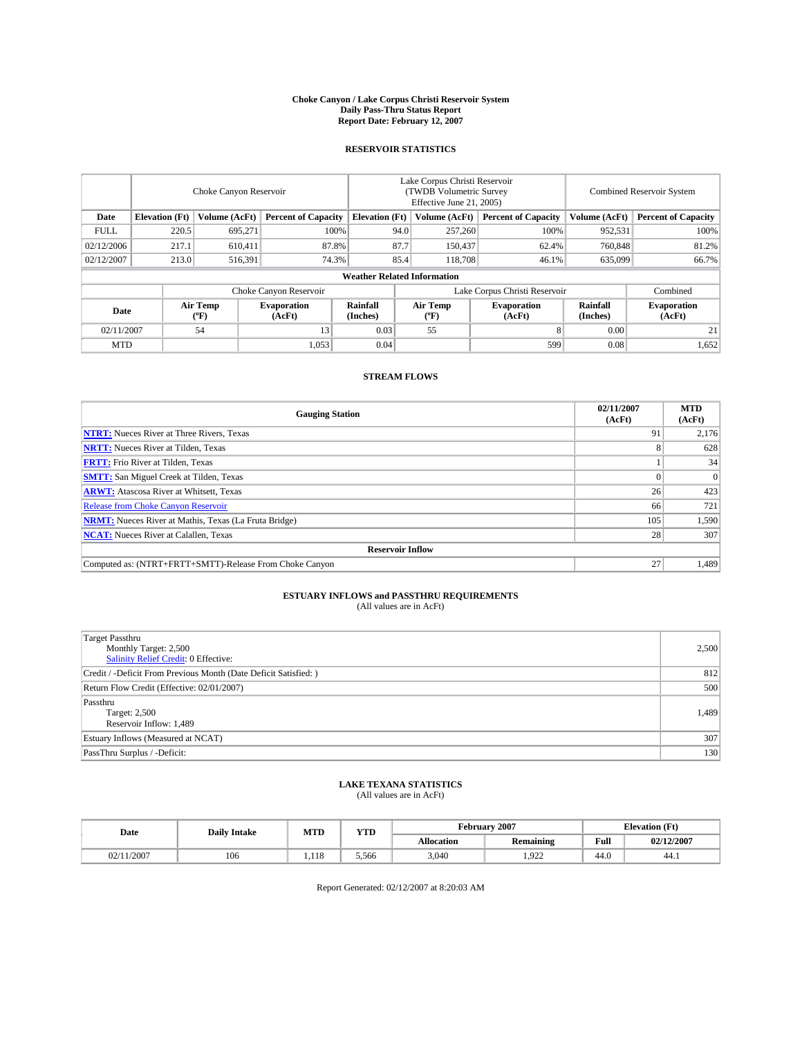# Choke Canyon / Lake Corpus Christi Reservoir System
## Daily Pass-Thru Status Report
### Report Date: February 12, 2007

## RESERVOIR STATISTICS

| | Choke Canyon Reservoir | | | Lake Corpus Christi Reservoir (TWDB Volumetric Survey Effective June 21, 2005) | | | Combined Reservoir System | |
|---|---|---|---|---|---|---|---|---|
| Date | Elevation (Ft) | Volume (AcFt) | Percent of Capacity | Elevation (Ft) | Volume (AcFt) | Percent of Capacity | Volume (AcFt) | Percent of Capacity |
| FULL | 220.5 | 695,271 | 100% | 94.0 | 257,260 | 100% | 952,531 | 100% |
| 02/12/2006 | 217.1 | 610,411 | 87.8% | 87.7 | 150,437 | 62.4% | 760,848 | 81.2% |
| 02/12/2007 | 213.0 | 516,391 | 74.3% | 85.4 | 118,708 | 46.1% | 635,099 | 66.7% |

**Weather Related Information**

| | Choke Canyon Reservoir | | | Lake Corpus Christi Reservoir | | | Combined |
|---|---|---|---|---|---|---|---|
| Date | Air Temp (ºF) | Evaporation (AcFt) | Rainfall (Inches) | Air Temp (ºF) | Evaporation (AcFt) | Rainfall (Inches) | Evaporation (AcFt) |
| 02/11/2007 | 54 | 13 | 0.03 | 55 | 8 | 0.00 | 21 |
| MTD | | 1,053 | 0.04 | | 599 | 0.08 | 1,652 |

## STREAM FLOWS

| Gauging Station | 02/11/2007 (AcFt) | MTD (AcFt) |
|---|---|---|
| **NTRT:** Nueces River at Three Rivers, Texas | 91 | 2,176 |
| **NRTT:** Nueces River at Tilden, Texas | 8 | 628 |
| **FRTT:** Frio River at Tilden, Texas | 1 | 34 |
| **SMTT:** San Miguel Creek at Tilden, Texas | 0 | 0 |
| **ARWT:** Atascosa River at Whitsett, Texas | 26 | 423 |
| Release from Choke Canyon Reservoir | 66 | 721 |
| **NRMT:** Nueces River at Mathis, Texas (La Fruta Bridge) | 105 | 1,590 |
| **NCAT:** Nueces River at Calallen, Texas | 28 | 307 |
| **Reservoir Inflow** | | |
| Computed as: (NTRT+FRTT+SMTT)-Release From Choke Canyon | 27 | 1,489 |

## ESTUARY INFLOWS and PASSTHRU REQUIREMENTS
(All values are in AcFt)

| | |
|---|---|
| Target Passthru<br>Monthly Target: 2,500<br>Salinity Relief Credit: 0 Effective: | 2,500 |
| Credit / -Deficit From Previous Month (Date Deficit Satisfied: ) | 812 |
| Return Flow Credit (Effective: 02/01/2007) | 500 |
| Passthru<br>Target: 2,500<br>Reservoir Inflow: 1,489 | 1,489 |
| Estuary Inflows (Measured at NCAT) | 307 |
| PassThru Surplus / -Deficit: | 130 |

## LAKE TEXANA STATISTICS
(All values are in AcFt)

| Date | Daily Intake | MTD | YTD | February 2007 | | Elevation (Ft) | |
|---|---|---|---|---|---|---|---|
| | | | | Allocation | Remaining | Full | 02/12/2007 |
| 02/11/2007 | 106 | 1,118 | 5,566 | 3,040 | 1,922 | 44.0 | 44.1 |

Report Generated: 02/12/2007 at 8:20:03 AM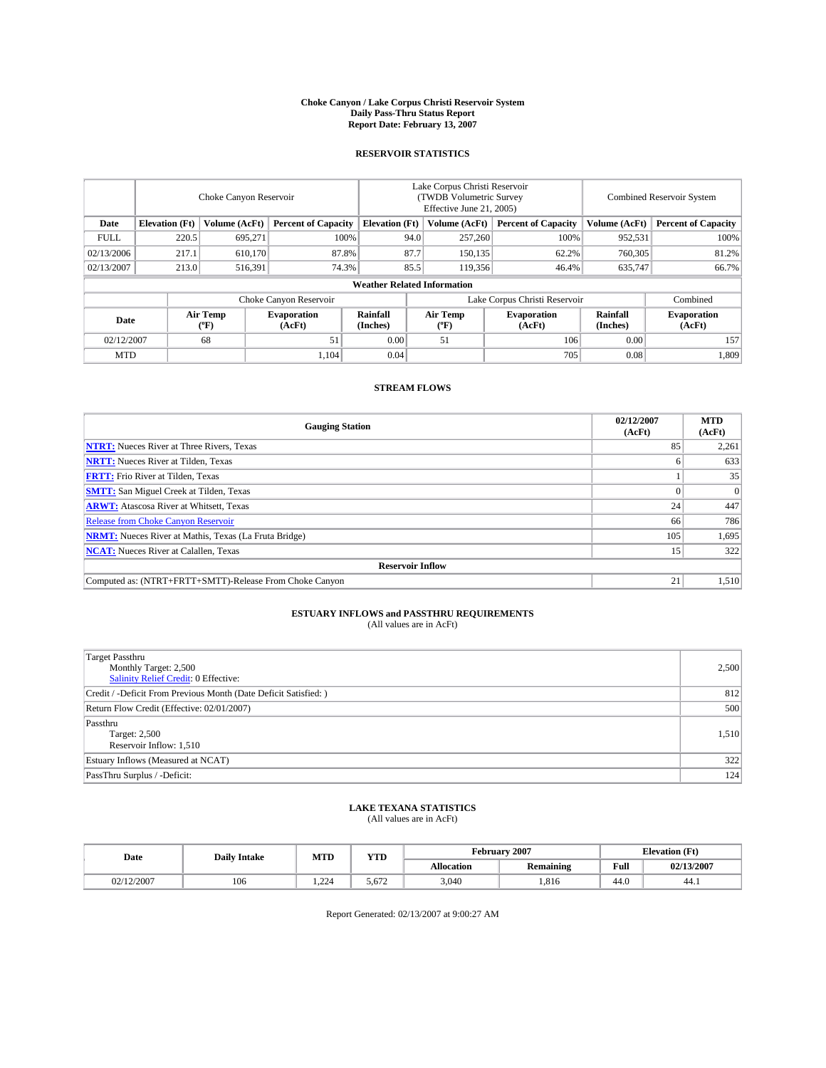# Choke Canyon / Lake Corpus Christi Reservoir System
## Daily Pass-Thru Status Report
### Report Date: February 13, 2007

## RESERVOIR STATISTICS

| | Choke Canyon Reservoir | | | Lake Corpus Christi Reservoir (TWDB Volumetric Survey Effective June 21, 2005) | | | Combined Reservoir System | |
|---|---|---|---|---|---|---|---|---|
| Date | Elevation (Ft) | Volume (AcFt) | Percent of Capacity | Elevation (Ft) | Volume (AcFt) | Percent of Capacity | Volume (AcFt) | Percent of Capacity |
| FULL | 220.5 | 695,271 | 100% | 94.0 | 257,260 | 100% | 952,531 | 100% |
| 02/13/2006 | 217.1 | 610,170 | 87.8% | 87.7 | 150,135 | 62.2% | 760,305 | 81.2% |
| 02/13/2007 | 213.0 | 516,391 | 74.3% | 85.5 | 119,356 | 46.4% | 635,747 | 66.7% |

### Weather Related Information

| | Choke Canyon Reservoir | | | Lake Corpus Christi Reservoir | | | Combined |
|---|---|---|---|---|---|---|---|
| Date | Air Temp (ºF) | Evaporation (AcFt) | Rainfall (Inches) | Air Temp (ºF) | Evaporation (AcFt) | Rainfall (Inches) | Evaporation (AcFt) |
| 02/12/2007 | 68 | 51 | 0.00 | 51 | 106 | 0.00 | 157 |
| MTD | | 1,104 | 0.04 | | 705 | 0.08 | 1,809 |

## STREAM FLOWS

| Gauging Station | 02/12/2007 (AcFt) | MTD (AcFt) |
|---|---|---|
| **NTRT:** Nueces River at Three Rivers, Texas | 85 | 2,261 |
| **NRTT:** Nueces River at Tilden, Texas | 6 | 633 |
| **FRTT:** Frio River at Tilden, Texas | 1 | 35 |
| **SMTT:** San Miguel Creek at Tilden, Texas | 0 | 0 |
| **ARWT:** Atascosa River at Whitsett, Texas | 24 | 447 |
| Release from Choke Canyon Reservoir | 66 | 786 |
| **NRMT:** Nueces River at Mathis, Texas (La Fruta Bridge) | 105 | 1,695 |
| **NCAT:** Nueces River at Calallen, Texas | 15 | 322 |
| **Reservoir Inflow** | | |
| Computed as: (NTRT+FRTT+SMTT)-Release From Choke Canyon | 21 | 1,510 |

## ESTUARY INFLOWS and PASSTHRU REQUIREMENTS
(All values are in AcFt)

| | |
|---|---|
| Target Passthru<br>Monthly Target: 2,500<br>Salinity Relief Credit: 0 Effective: | 2,500 |
| Credit / -Deficit From Previous Month (Date Deficit Satisfied: ) | 812 |
| Return Flow Credit (Effective: 02/01/2007) | 500 |
| Passthru<br>Target: 2,500<br>Reservoir Inflow: 1,510 | 1,510 |
| Estuary Inflows (Measured at NCAT) | 322 |
| PassThru Surplus / -Deficit: | 124 |

## LAKE TEXANA STATISTICS
(All values are in AcFt)

| Date | Daily Intake | MTD | YTD | February 2007 | | Elevation (Ft) | |
|---|---|---|---|---|---|---|---|
| | | | | Allocation | Remaining | Full | 02/13/2007 |
| 02/12/2007 | 106 | 1,224 | 5,672 | 3,040 | 1,816 | 44.0 | 44.1 |

Report Generated: 02/13/2007 at 9:00:27 AM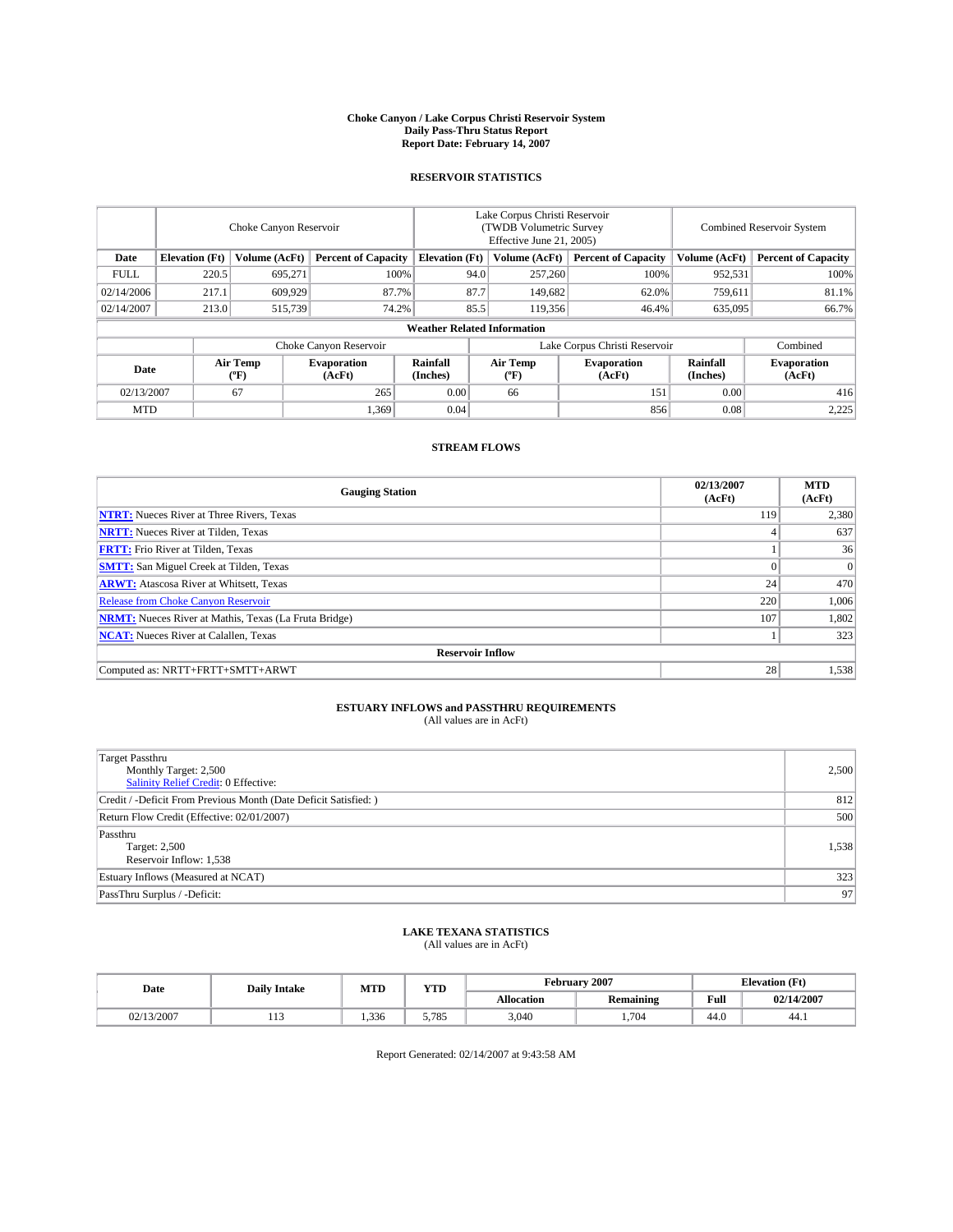# Choke Canyon / Lake Corpus Christi Reservoir System
## Daily Pass-Thru Status Report
## Report Date: February 14, 2007

### RESERVOIR STATISTICS

| | Choke Canyon Reservoir | | | Lake Corpus Christi Reservoir (TWDB Volumetric Survey Effective June 21, 2005) | | | Combined Reservoir System | |
|---|---|---|---|---|---|---|---|---|
| Date | Elevation (Ft) | Volume (AcFt) | Percent of Capacity | Elevation (Ft) | Volume (AcFt) | Percent of Capacity | Volume (AcFt) | Percent of Capacity |
| FULL | 220.5 | 695,271 | 100% | 94.0 | 257,260 | 100% | 952,531 | 100% |
| 02/14/2006 | 217.1 | 609,929 | 87.7% | 87.7 | 149,682 | 62.0% | 759,611 | 81.1% |
| 02/14/2007 | 213.0 | 515,739 | 74.2% | 85.5 | 119,356 | 46.4% | 635,095 | 66.7% |

**Weather Related Information**

| | Choke Canyon Reservoir | | | Lake Corpus Christi Reservoir | | | Combined |
|---|---|---|---|---|---|---|---|
| Date | Air Temp (ºF) | Evaporation (AcFt) | Rainfall (Inches) | Air Temp (ºF) | Evaporation (AcFt) | Rainfall (Inches) | Evaporation (AcFt) |
| 02/13/2007 | 67 | 265 | 0.00 | 66 | 151 | 0.00 | 416 |
| MTD | | 1,369 | 0.04 | | 856 | 0.08 | 2,225 |

### STREAM FLOWS

| Gauging Station | 02/13/2007 (AcFt) | MTD (AcFt) |
|---|---|---|
| NTRT: Nueces River at Three Rivers, Texas | 119 | 2,380 |
| NRTT: Nueces River at Tilden, Texas | 4 | 637 |
| FRTT: Frio River at Tilden, Texas | 1 | 36 |
| SMTT: San Miguel Creek at Tilden, Texas | 0 | 0 |
| ARWT: Atascosa River at Whitsett, Texas | 24 | 470 |
| Release from Choke Canyon Reservoir | 220 | 1,006 |
| NRMT: Nueces River at Mathis, Texas (La Fruta Bridge) | 107 | 1,802 |
| NCAT: Nueces River at Calallen, Texas | 1 | 323 |
| **Reservoir Inflow** | | |
| Computed as: NRTT+FRTT+SMTT+ARWT | 28 | 1,538 |

### ESTUARY INFLOWS and PASSTHRU REQUIREMENTS
(All values are in AcFt)

| | |
|---|---|
| Target Passthru<br>Monthly Target: 2,500<br>Salinity Relief Credit: 0 Effective: | 2,500 |
| Credit / -Deficit From Previous Month (Date Deficit Satisfied: ) | 812 |
| Return Flow Credit (Effective: 02/01/2007) | 500 |
| Passthru<br>Target: 2,500<br>Reservoir Inflow: 1,538 | 1,538 |
| Estuary Inflows (Measured at NCAT) | 323 |
| PassThru Surplus / -Deficit: | 97 |

### LAKE TEXANA STATISTICS
(All values are in AcFt)

| Date | Daily Intake | MTD | YTD | February 2007 | | Elevation (Ft) | |
|---|---|---|---|---|---|---|---|
| | | | | Allocation | Remaining | Full | 02/14/2007 |
| 02/13/2007 | 113 | 1,336 | 5,785 | 3,040 | 1,704 | 44.0 | 44.1 |

Report Generated: 02/14/2007 at 9:43:58 AM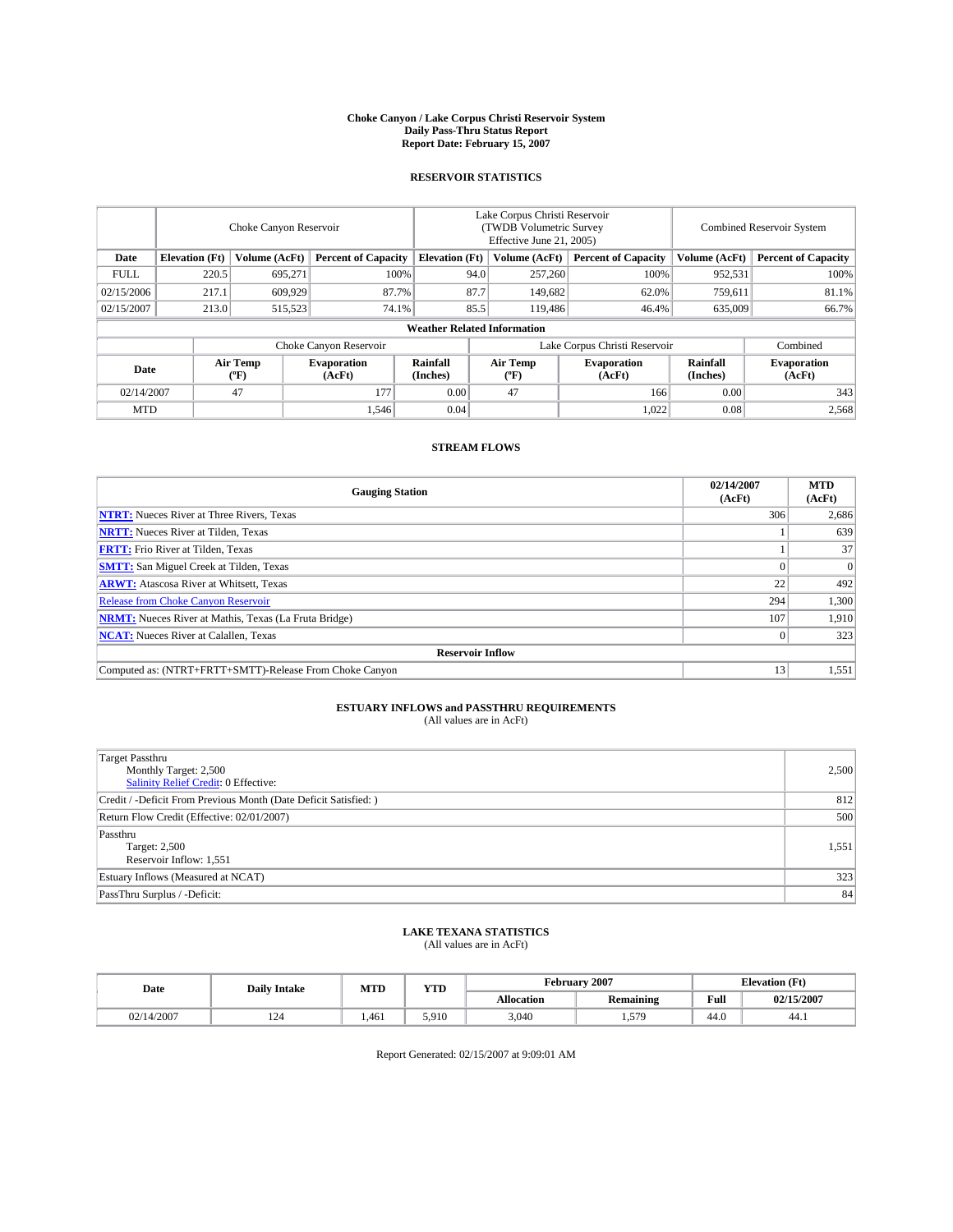# Choke Canyon / Lake Corpus Christi Reservoir System
## Daily Pass-Thru Status Report
## Report Date: February 15, 2007

### RESERVOIR STATISTICS

| | Choke Canyon Reservoir | | | Lake Corpus Christi Reservoir (TWDB Volumetric Survey Effective June 21, 2005) | | | Combined Reservoir System | |
|---|---|---|---|---|---|---|---|---|
| Date | Elevation (Ft) | Volume (AcFt) | Percent of Capacity | Elevation (Ft) | Volume (AcFt) | Percent of Capacity | Volume (AcFt) | Percent of Capacity |
| FULL | 220.5 | 695,271 | 100% | 94.0 | 257,260 | 100% | 952,531 | 100% |
| 02/15/2006 | 217.1 | 609,929 | 87.7% | 87.7 | 149,682 | 62.0% | 759,611 | 81.1% |
| 02/15/2007 | 213.0 | 515,523 | 74.1% | 85.5 | 119,486 | 46.4% | 635,009 | 66.7% |

**Weather Related Information**

| | Choke Canyon Reservoir | | | Lake Corpus Christi Reservoir | | | Combined |
|---|---|---|---|---|---|---|---|
| Date | Air Temp (°F) | Evaporation (AcFt) | Rainfall (Inches) | Air Temp (°F) | Evaporation (AcFt) | Rainfall (Inches) | Evaporation (AcFt) |
| 02/14/2007 | 47 | 177 | 0.00 | 47 | 166 | 0.00 | 343 |
| MTD | | 1,546 | 0.04 | | 1,022 | 0.08 | 2,568 |

### STREAM FLOWS

| Gauging Station | 02/14/2007 (AcFt) | MTD (AcFt) |
|---|---|---|
| **NTRT:** Nueces River at Three Rivers, Texas | 306 | 2,686 |
| **NRTT:** Nueces River at Tilden, Texas | 1 | 639 |
| **FRTT:** Frio River at Tilden, Texas | 1 | 37 |
| **SMTT:** San Miguel Creek at Tilden, Texas | 0 | 0 |
| **ARWT:** Atascosa River at Whitsett, Texas | 22 | 492 |
| Release from Choke Canyon Reservoir | 294 | 1,300 |
| **NRMT:** Nueces River at Mathis, Texas (La Fruta Bridge) | 107 | 1,910 |
| **NCAT:** Nueces River at Calallen, Texas | 0 | 323 |
| **Reservoir Inflow** | | |
| Computed as: (NTRT+FRTT+SMTT)-Release From Choke Canyon | 13 | 1,551 |

### ESTUARY INFLOWS and PASSTHRU REQUIREMENTS
(All values are in AcFt)

| | |
|---|---|
| Target Passthru<br>Monthly Target: 2,500<br>Salinity Relief Credit: 0 Effective: | 2,500 |
| Credit / -Deficit From Previous Month (Date Deficit Satisfied: ) | 812 |
| Return Flow Credit (Effective: 02/01/2007) | 500 |
| Passthru<br>Target: 2,500<br>Reservoir Inflow: 1,551 | 1,551 |
| Estuary Inflows (Measured at NCAT) | 323 |
| PassThru Surplus / -Deficit: | 84 |

### LAKE TEXANA STATISTICS
(All values are in AcFt)

| Date | Daily Intake | MTD | YTD | February 2007 | | Elevation (Ft) | |
|---|---|---|---|---|---|---|---|
| | | | | Allocation | Remaining | Full | 02/15/2007 |
| 02/14/2007 | 124 | 1,461 | 5,910 | 3,040 | 1,579 | 44.0 | 44.1 |

Report Generated: 02/15/2007 at 9:09:01 AM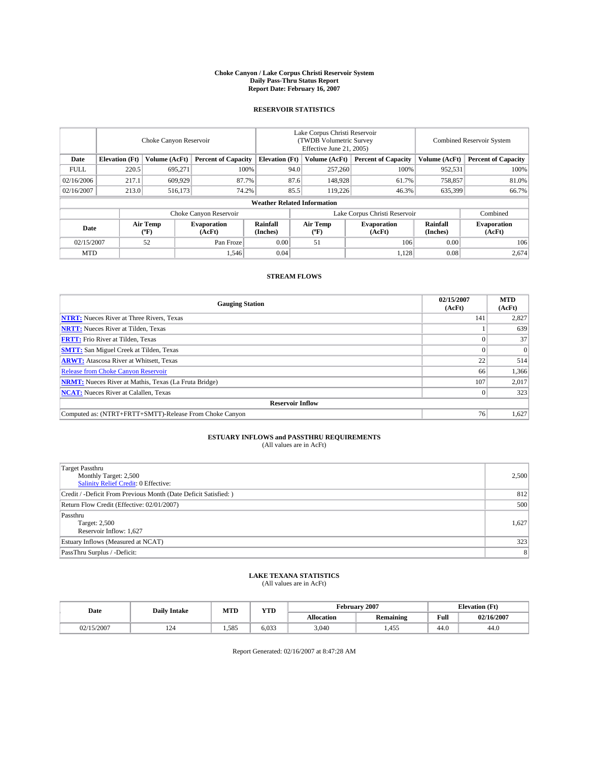**Choke Canyon / Lake Corpus Christi Reservoir System**
**Daily Pass-Thru Status Report**
**Report Date: February 16, 2007**

## RESERVOIR STATISTICS

| | Choke Canyon Reservoir | | | Lake Corpus Christi Reservoir (TWDB Volumetric Survey Effective June 21, 2005) | | | Combined Reservoir System | |
|---|---|---|---|---|---|---|---|---|
| **Date** | **Elevation (Ft)** | **Volume (AcFt)** | **Percent of Capacity** | **Elevation (Ft)** | **Volume (AcFt)** | **Percent of Capacity** | **Volume (AcFt)** | **Percent of Capacity** |
| FULL | 220.5 | 695,271 | 100% | 94.0 | 257,260 | 100% | 952,531 | 100% |
| 02/16/2006 | 217.1 | 609,929 | 87.7% | 87.6 | 148,928 | 61.7% | 758,857 | 81.0% |
| 02/16/2007 | 213.0 | 516,173 | 74.2% | 85.5 | 119,226 | 46.3% | 635,399 | 66.7% |

**Weather Related Information**

| | Choke Canyon Reservoir | | | Lake Corpus Christi Reservoir | | | Combined |
|---|---|---|---|---|---|---|---|
| **Date** | **Air Temp (ºF)** | **Evaporation (AcFt)** | **Rainfall (Inches)** | **Air Temp (ºF)** | **Evaporation (AcFt)** | **Rainfall (Inches)** | **Evaporation (AcFt)** |
| 02/15/2007 | 52 | Pan Froze | 0.00 | 51 | 106 | 0.00 | 106 |
| MTD | | 1,546 | 0.04 | | 1,128 | 0.08 | 2,674 |

## STREAM FLOWS

| Gauging Station | 02/15/2007 (AcFt) | MTD (AcFt) |
|---|---|---|
| **NTRT:** Nueces River at Three Rivers, Texas | 141 | 2,827 |
| **NRTT:** Nueces River at Tilden, Texas | 1 | 639 |
| **FRTT:** Frio River at Tilden, Texas | 0 | 37 |
| **SMTT:** San Miguel Creek at Tilden, Texas | 0 | 0 |
| **ARWT:** Atascosa River at Whitsett, Texas | 22 | 514 |
| Release from Choke Canyon Reservoir | 66 | 1,366 |
| **NRMT:** Nueces River at Mathis, Texas (La Fruta Bridge) | 107 | 2,017 |
| **NCAT:** Nueces River at Calallen, Texas | 0 | 323 |
| **Reservoir Inflow** | | |
| Computed as: (NTRT+FRTT+SMTT)-Release From Choke Canyon | 76 | 1,627 |

## ESTUARY INFLOWS and PASSTHRU REQUIREMENTS
(All values are in AcFt)

| | |
|---|---|
| Target Passthru<br>Monthly Target: 2,500<br>Salinity Relief Credit: 0 Effective: | 2,500 |
| Credit / -Deficit From Previous Month (Date Deficit Satisfied: ) | 812 |
| Return Flow Credit (Effective: 02/01/2007) | 500 |
| Passthru<br>Target: 2,500<br>Reservoir Inflow: 1,627 | 1,627 |
| Estuary Inflows (Measured at NCAT) | 323 |
| PassThru Surplus / -Deficit: | 8 |

## LAKE TEXANA STATISTICS
(All values are in AcFt)

| Date | Daily Intake | MTD | YTD | February 2007 | | Elevation (Ft) | |
|---|---|---|---|---|---|---|---|
| | | | | **Allocation** | **Remaining** | **Full** | **02/16/2007** |
| 02/15/2007 | 124 | 1,585 | 6,033 | 3,040 | 1,455 | 44.0 | 44.0 |

Report Generated: 02/16/2007 at 8:47:28 AM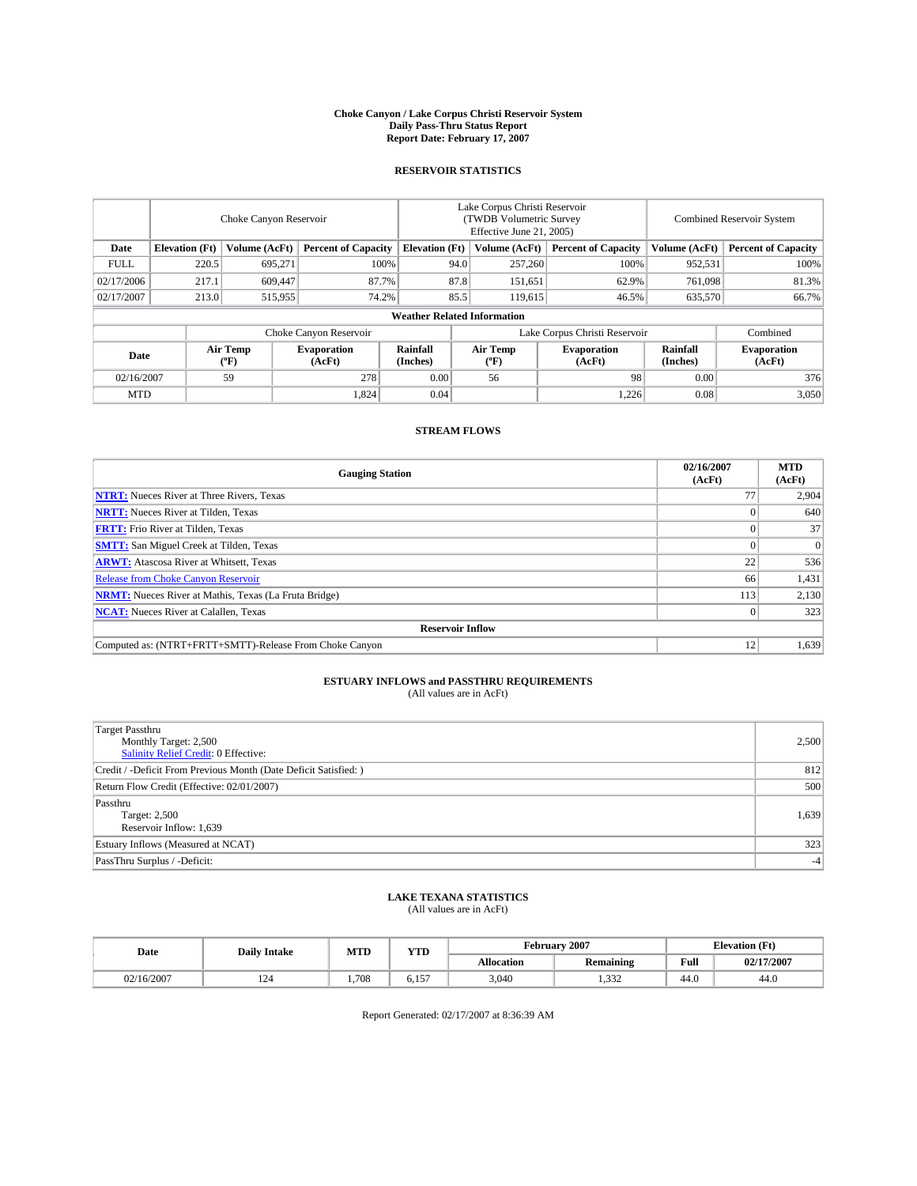# Choke Canyon / Lake Corpus Christi Reservoir System
## Daily Pass-Thru Status Report
### Report Date: February 17, 2007

## RESERVOIR STATISTICS

| | Choke Canyon Reservoir | | | Lake Corpus Christi Reservoir (TWDB Volumetric Survey Effective June 21, 2005) | | | Combined Reservoir System | |
|---|---|---|---|---|---|---|---|---|
| Date | Elevation (Ft) | Volume (AcFt) | Percent of Capacity | Elevation (Ft) | Volume (AcFt) | Percent of Capacity | Volume (AcFt) | Percent of Capacity |
| FULL | 220.5 | 695,271 | 100% | 94.0 | 257,260 | 100% | 952,531 | 100% |
| 02/17/2006 | 217.1 | 609,447 | 87.7% | 87.8 | 151,651 | 62.9% | 761,098 | 81.3% |
| 02/17/2007 | 213.0 | 515,955 | 74.2% | 85.5 | 119,615 | 46.5% | 635,570 | 66.7% |

### Weather Related Information

| | Choke Canyon Reservoir | | | Lake Corpus Christi Reservoir | | | Combined |
|---|---|---|---|---|---|---|---|
| Date | Air Temp (ºF) | Evaporation (AcFt) | Rainfall (Inches) | Air Temp (ºF) | Evaporation (AcFt) | Rainfall (Inches) | Evaporation (AcFt) |
| 02/16/2007 | 59 | 278 | 0.00 | 56 | 98 | 0.00 | 376 |
| MTD | | 1,824 | 0.04 | | 1,226 | 0.08 | 3,050 |

## STREAM FLOWS

| Gauging Station | 02/16/2007 (AcFt) | MTD (AcFt) |
|---|---|---|
| **NTRT:** Nueces River at Three Rivers, Texas | 77 | 2,904 |
| **NRTT:** Nueces River at Tilden, Texas | 0 | 640 |
| **FRTT:** Frio River at Tilden, Texas | 0 | 37 |
| **SMTT:** San Miguel Creek at Tilden, Texas | 0 | 0 |
| **ARWT:** Atascosa River at Whitsett, Texas | 22 | 536 |
| Release from Choke Canyon Reservoir | 66 | 1,431 |
| **NRMT:** Nueces River at Mathis, Texas (La Fruta Bridge) | 113 | 2,130 |
| **NCAT:** Nueces River at Calallen, Texas | 0 | 323 |
| **Reservoir Inflow** | | |
| Computed as: (NTRT+FRTT+SMTT)-Release From Choke Canyon | 12 | 1,639 |

## ESTUARY INFLOWS and PASSTHRU REQUIREMENTS
(All values are in AcFt)

| | |
|---|---|
| Target Passthru<br>Monthly Target: 2,500<br>Salinity Relief Credit: 0 Effective: | 2,500 |
| Credit / -Deficit From Previous Month (Date Deficit Satisfied: ) | 812 |
| Return Flow Credit (Effective: 02/01/2007) | 500 |
| Passthru<br>Target: 2,500<br>Reservoir Inflow: 1,639 | 1,639 |
| Estuary Inflows (Measured at NCAT) | 323 |
| PassThru Surplus / -Deficit: | -4 |

## LAKE TEXANA STATISTICS
(All values are in AcFt)

| Date | Daily Intake | MTD | YTD | February 2007 | | Elevation (Ft) | |
|---|---|---|---|---|---|---|---|
| | | | | Allocation | Remaining | Full | 02/17/2007 |
| 02/16/2007 | 124 | 1,708 | 6,157 | 3,040 | 1,332 | 44.0 | 44.0 |

Report Generated: 02/17/2007 at 8:36:39 AM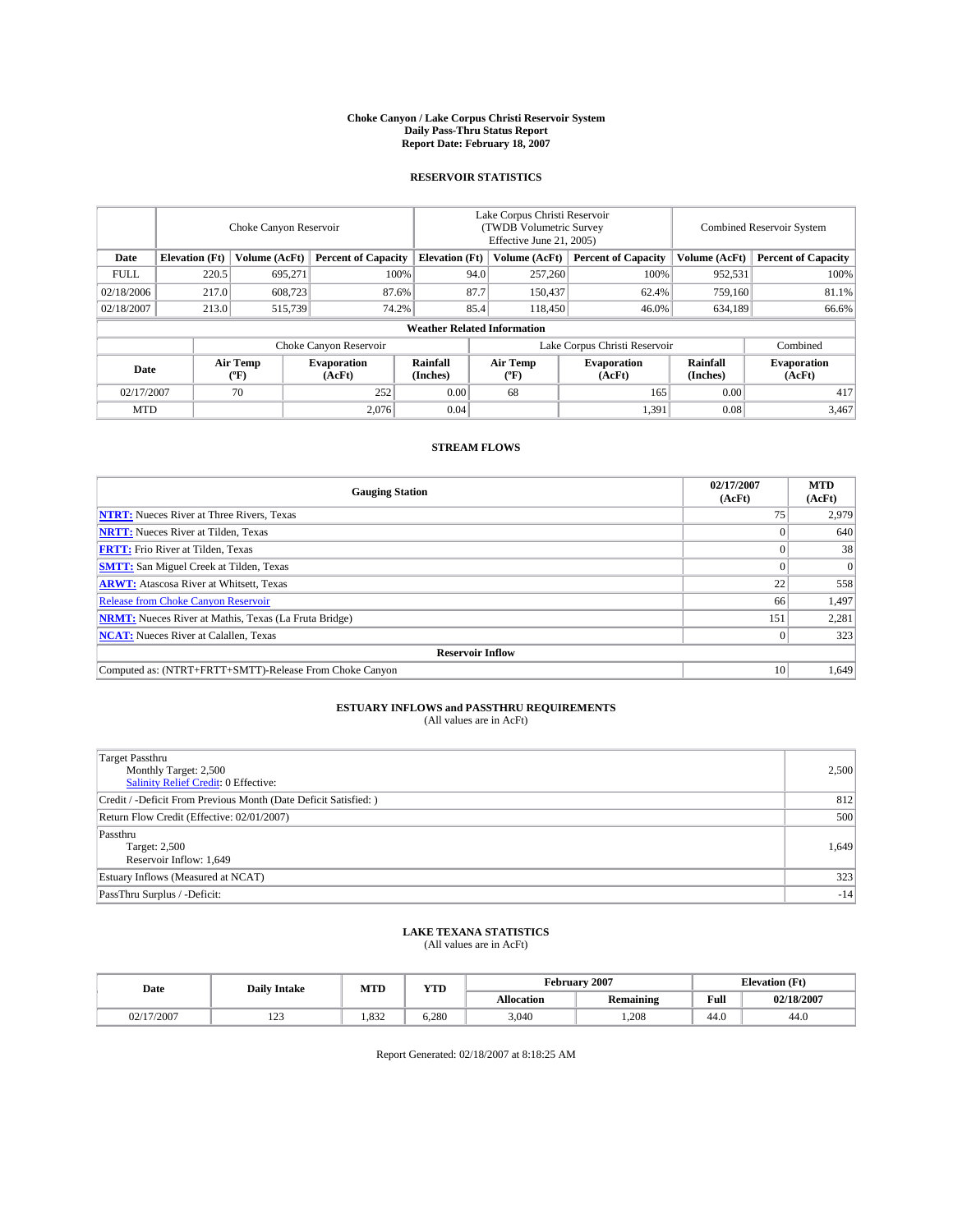# Choke Canyon / Lake Corpus Christi Reservoir System
## Daily Pass-Thru Status Report
### Report Date: February 18, 2007

## RESERVOIR STATISTICS

| | Choke Canyon Reservoir | | | Lake Corpus Christi Reservoir (TWDB Volumetric Survey Effective June 21, 2005) | | | Combined Reservoir System | |
|---|---|---|---|---|---|---|---|---|
| Date | Elevation (Ft) | Volume (AcFt) | Percent of Capacity | Elevation (Ft) | Volume (AcFt) | Percent of Capacity | Volume (AcFt) | Percent of Capacity |
| FULL | 220.5 | 695,271 | 100% | 94.0 | 257,260 | 100% | 952,531 | 100% |
| 02/18/2006 | 217.0 | 608,723 | 87.6% | 87.7 | 150,437 | 62.4% | 759,160 | 81.1% |
| 02/18/2007 | 213.0 | 515,739 | 74.2% | 85.4 | 118,450 | 46.0% | 634,189 | 66.6% |

**Weather Related Information**

| | Choke Canyon Reservoir | | | Lake Corpus Christi Reservoir | | | Combined |
|---|---|---|---|---|---|---|---|
| Date | Air Temp (°F) | Evaporation (AcFt) | Rainfall (Inches) | Air Temp (°F) | Evaporation (AcFt) | Rainfall (Inches) | Evaporation (AcFt) |
| 02/17/2007 | 70 | 252 | 0.00 | 68 | 165 | 0.00 | 417 |
| MTD | | 2,076 | 0.04 | | 1,391 | 0.08 | 3,467 |

## STREAM FLOWS

| Gauging Station | 02/17/2007 (AcFt) | MTD (AcFt) |
|---|---|---|
| **NTRT:** Nueces River at Three Rivers, Texas | 75 | 2,979 |
| **NRTT:** Nueces River at Tilden, Texas | 0 | 640 |
| **FRTT:** Frio River at Tilden, Texas | 0 | 38 |
| **SMTT:** San Miguel Creek at Tilden, Texas | 0 | 0 |
| **ARWT:** Atascosa River at Whitsett, Texas | 22 | 558 |
| Release from Choke Canyon Reservoir | 66 | 1,497 |
| **NRMT:** Nueces River at Mathis, Texas (La Fruta Bridge) | 151 | 2,281 |
| **NCAT:** Nueces River at Calallen, Texas | 0 | 323 |
| **Reservoir Inflow** | | |
| Computed as: (NTRT+FRTT+SMTT)-Release From Choke Canyon | 10 | 1,649 |

## ESTUARY INFLOWS and PASSTHRU REQUIREMENTS
(All values are in AcFt)

| | |
|---|---|
| Target Passthru<br>Monthly Target: 2,500<br>Salinity Relief Credit: 0 Effective: | 2,500 |
| Credit / -Deficit From Previous Month (Date Deficit Satisfied: ) | 812 |
| Return Flow Credit (Effective: 02/01/2007) | 500 |
| Passthru<br>Target: 2,500<br>Reservoir Inflow: 1,649 | 1,649 |
| Estuary Inflows (Measured at NCAT) | 323 |
| PassThru Surplus / -Deficit: | -14 |

## LAKE TEXANA STATISTICS
(All values are in AcFt)

| Date | Daily Intake | MTD | YTD | February 2007 | | Elevation (Ft) | |
|---|---|---|---|---|---|---|---|
| | | | | Allocation | Remaining | Full | 02/18/2007 |
| 02/17/2007 | 123 | 1,832 | 6,280 | 3,040 | 1,208 | 44.0 | 44.0 |

Report Generated: 02/18/2007 at 8:18:25 AM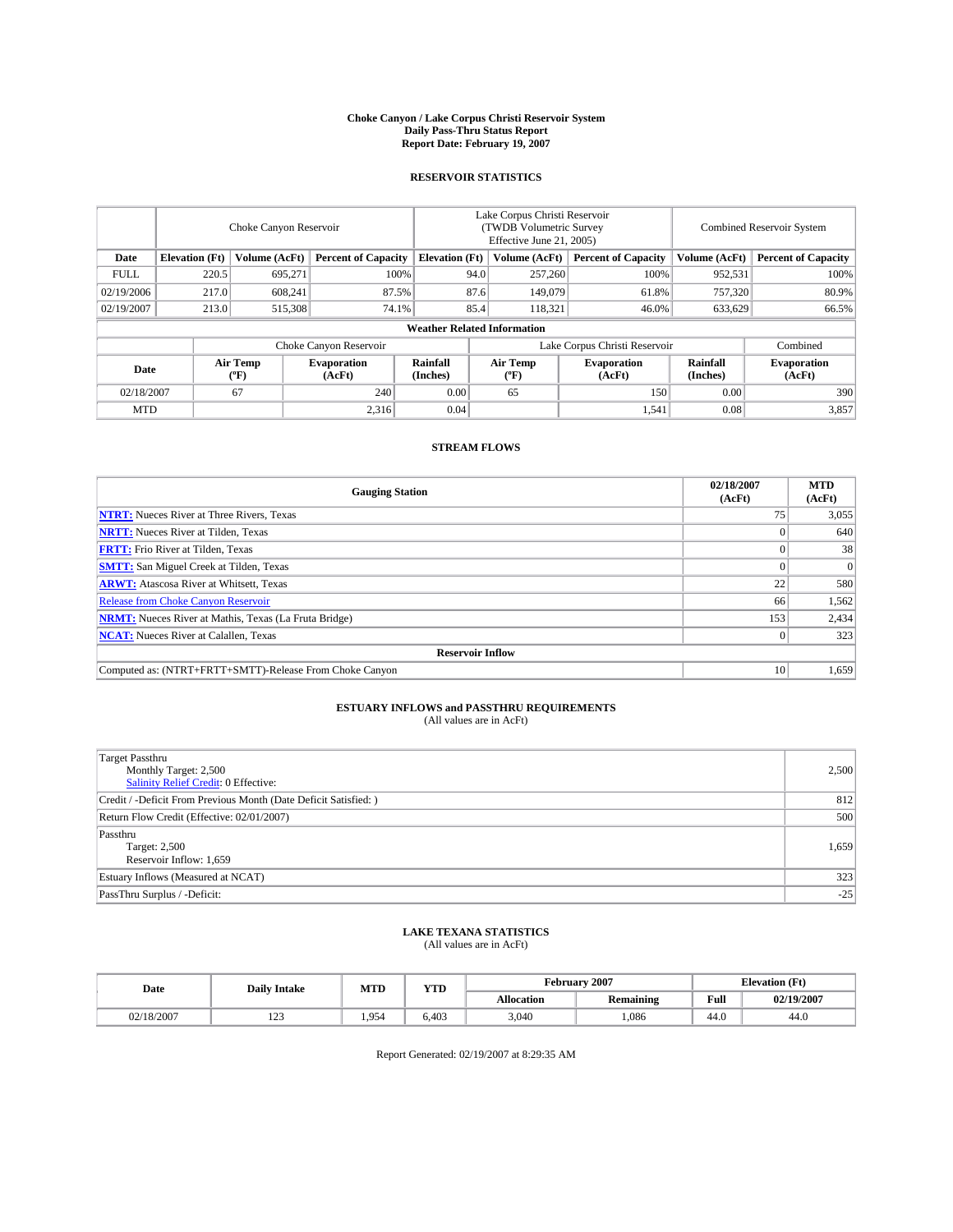**Choke Canyon / Lake Corpus Christi Reservoir System**
**Daily Pass-Thru Status Report**
**Report Date: February 19, 2007**

## RESERVOIR STATISTICS

| | Choke Canyon Reservoir | | | Lake Corpus Christi Reservoir (TWDB Volumetric Survey Effective June 21, 2005) | | | Combined Reservoir System | |
|---|---|---|---|---|---|---|---|---|
| **Date** | **Elevation (Ft)** | **Volume (AcFt)** | **Percent of Capacity** | **Elevation (Ft)** | **Volume (AcFt)** | **Percent of Capacity** | **Volume (AcFt)** | **Percent of Capacity** |
| FULL | 220.5 | 695,271 | 100% | 94.0 | 257,260 | 100% | 952,531 | 100% |
| 02/19/2006 | 217.0 | 608,241 | 87.5% | 87.6 | 149,079 | 61.8% | 757,320 | 80.9% |
| 02/19/2007 | 213.0 | 515,308 | 74.1% | 85.4 | 118,321 | 46.0% | 633,629 | 66.5% |

**Weather Related Information**

| | Choke Canyon Reservoir | | | Lake Corpus Christi Reservoir | | | Combined |
|---|---|---|---|---|---|---|---|
| **Date** | **Air Temp (ºF)** | **Evaporation (AcFt)** | **Rainfall (Inches)** | **Air Temp (ºF)** | **Evaporation (AcFt)** | **Rainfall (Inches)** | **Evaporation (AcFt)** |
| 02/18/2007 | 67 | 240 | 0.00 | 65 | 150 | 0.00 | 390 |
| MTD | | 2,316 | 0.04 | | 1,541 | 0.08 | 3,857 |

## STREAM FLOWS

| Gauging Station | 02/18/2007 (AcFt) | MTD (AcFt) |
|---|---|---|
| **NTRT:** Nueces River at Three Rivers, Texas | 75 | 3,055 |
| **NRTT:** Nueces River at Tilden, Texas | 0 | 640 |
| **FRTT:** Frio River at Tilden, Texas | 0 | 38 |
| **SMTT:** San Miguel Creek at Tilden, Texas | 0 | 0 |
| **ARWT:** Atascosa River at Whitsett, Texas | 22 | 580 |
| Release from Choke Canyon Reservoir | 66 | 1,562 |
| **NRMT:** Nueces River at Mathis, Texas (La Fruta Bridge) | 153 | 2,434 |
| **NCAT:** Nueces River at Calallen, Texas | 0 | 323 |
| **Reservoir Inflow** | | |
| Computed as: (NTRT+FRTT+SMTT)-Release From Choke Canyon | 10 | 1,659 |

## ESTUARY INFLOWS and PASSTHRU REQUIREMENTS
(All values are in AcFt)

| | |
|---|---|
| Target Passthru<br>Monthly Target: 2,500<br>Salinity Relief Credit: 0 Effective: | 2,500 |
| Credit / -Deficit From Previous Month (Date Deficit Satisfied: ) | 812 |
| Return Flow Credit (Effective: 02/01/2007) | 500 |
| Passthru<br>Target: 2,500<br>Reservoir Inflow: 1,659 | 1,659 |
| Estuary Inflows (Measured at NCAT) | 323 |
| PassThru Surplus / -Deficit: | -25 |

## LAKE TEXANA STATISTICS
(All values are in AcFt)

| Date | Daily Intake | MTD | YTD | February 2007 | | Elevation (Ft) | |
|---|---|---|---|---|---|---|---|
| | | | | **Allocation** | **Remaining** | **Full** | **02/19/2007** |
| 02/18/2007 | 123 | 1,954 | 6,403 | 3,040 | 1,086 | 44.0 | 44.0 |

Report Generated: 02/19/2007 at 8:29:35 AM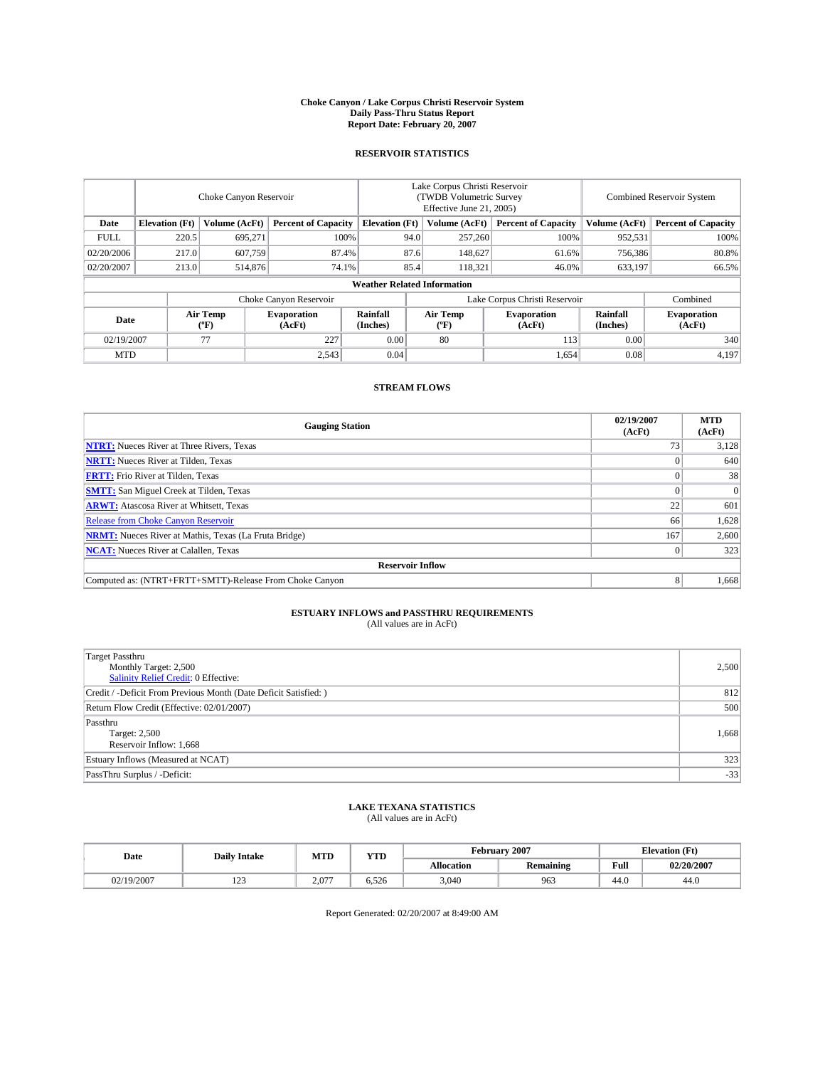# Choke Canyon / Lake Corpus Christi Reservoir System
## Daily Pass-Thru Status Report
## Report Date: February 20, 2007

### RESERVOIR STATISTICS

| | Choke Canyon Reservoir | | | Lake Corpus Christi Reservoir (TWDB Volumetric Survey Effective June 21, 2005) | | | Combined Reservoir System | |
|---|---|---|---|---|---|---|---|---|
| Date | Elevation (Ft) | Volume (AcFt) | Percent of Capacity | Elevation (Ft) | Volume (AcFt) | Percent of Capacity | Volume (AcFt) | Percent of Capacity |
| FULL | 220.5 | 695,271 | 100% | 94.0 | 257,260 | 100% | 952,531 | 100% |
| 02/20/2006 | 217.0 | 607,759 | 87.4% | 87.6 | 148,627 | 61.6% | 756,386 | 80.8% |
| 02/20/2007 | 213.0 | 514,876 | 74.1% | 85.4 | 118,321 | 46.0% | 633,197 | 66.5% |

**Weather Related Information**

| | Choke Canyon Reservoir | | | Lake Corpus Christi Reservoir | | | Combined |
|---|---|---|---|---|---|---|---|
| Date | Air Temp (°F) | Evaporation (AcFt) | Rainfall (Inches) | Air Temp (°F) | Evaporation (AcFt) | Rainfall (Inches) | Evaporation (AcFt) |
| 02/19/2007 | 77 | 227 | 0.00 | 80 | 113 | 0.00 | 340 |
| MTD | | 2,543 | 0.04 | | 1,654 | 0.08 | 4,197 |

### STREAM FLOWS

| Gauging Station | 02/19/2007 (AcFt) | MTD (AcFt) |
|---|---|---|
| **NTRT:** Nueces River at Three Rivers, Texas | 73 | 3,128 |
| **NRTT:** Nueces River at Tilden, Texas | 0 | 640 |
| **FRTT:** Frio River at Tilden, Texas | 0 | 38 |
| **SMTT:** San Miguel Creek at Tilden, Texas | 0 | 0 |
| **ARWT:** Atascosa River at Whitsett, Texas | 22 | 601 |
| Release from Choke Canyon Reservoir | 66 | 1,628 |
| **NRMT:** Nueces River at Mathis, Texas (La Fruta Bridge) | 167 | 2,600 |
| **NCAT:** Nueces River at Calallen, Texas | 0 | 323 |
| **Reservoir Inflow** | | |
| Computed as: (NTRT+FRTT+SMTT)-Release From Choke Canyon | 8 | 1,668 |

### ESTUARY INFLOWS and PASSTHRU REQUIREMENTS
(All values are in AcFt)

| | |
|---|---|
| Target Passthru<br>Monthly Target: 2,500<br>Salinity Relief Credit: 0 Effective: | 2,500 |
| Credit / -Deficit From Previous Month (Date Deficit Satisfied: ) | 812 |
| Return Flow Credit (Effective: 02/01/2007) | 500 |
| Passthru<br>Target: 2,500<br>Reservoir Inflow: 1,668 | 1,668 |
| Estuary Inflows (Measured at NCAT) | 323 |
| PassThru Surplus / -Deficit: | -33 |

### LAKE TEXANA STATISTICS
(All values are in AcFt)

| Date | Daily Intake | MTD | YTD | February 2007 | | Elevation (Ft) | |
|---|---|---|---|---|---|---|---|
| | | | | Allocation | Remaining | Full | 02/20/2007 |
| 02/19/2007 | 123 | 2,077 | 6,526 | 3,040 | 963 | 44.0 | 44.0 |

Report Generated: 02/20/2007 at 8:49:00 AM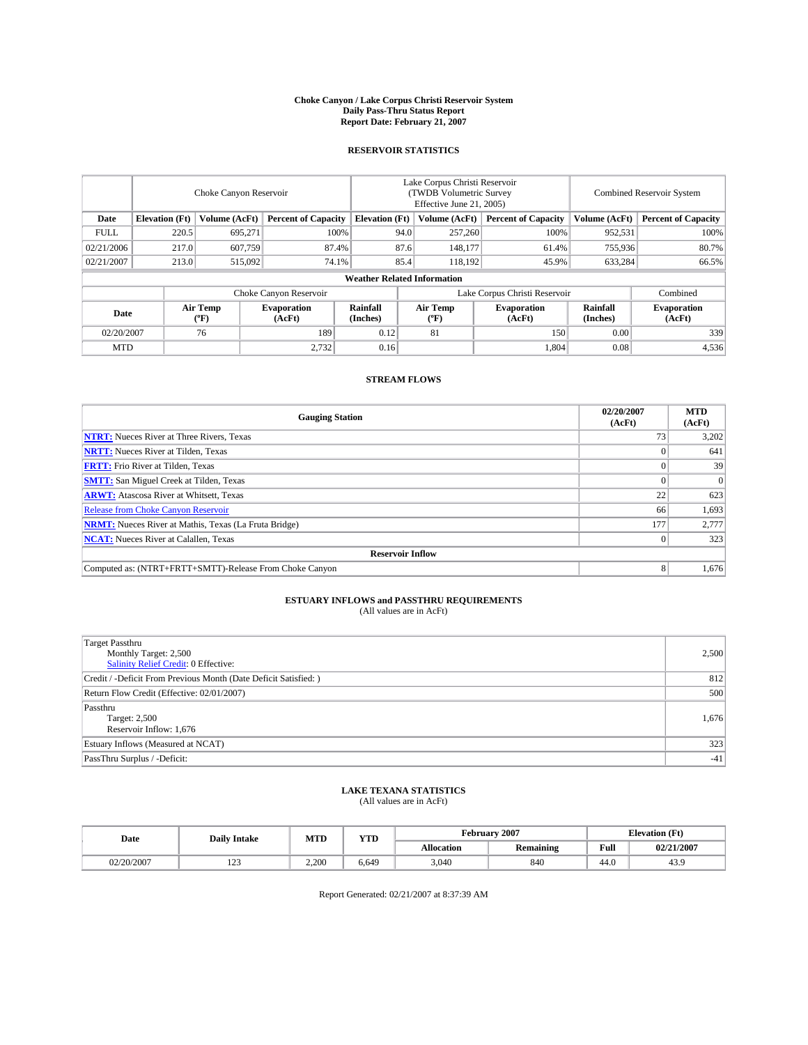# Choke Canyon / Lake Corpus Christi Reservoir System
## Daily Pass-Thru Status Report
### Report Date: February 21, 2007

## RESERVOIR STATISTICS

| | Choke Canyon Reservoir | | | Lake Corpus Christi Reservoir (TWDB Volumetric Survey Effective June 21, 2005) | | | Combined Reservoir System | |
|---|---|---|---|---|---|---|---|---|
| Date | Elevation (Ft) | Volume (AcFt) | Percent of Capacity | Elevation (Ft) | Volume (AcFt) | Percent of Capacity | Volume (AcFt) | Percent of Capacity |
| FULL | 220.5 | 695,271 | 100% | 94.0 | 257,260 | 100% | 952,531 | 100% |
| 02/21/2006 | 217.0 | 607,759 | 87.4% | 87.6 | 148,177 | 61.4% | 755,936 | 80.7% |
| 02/21/2007 | 213.0 | 515,092 | 74.1% | 85.4 | 118,192 | 45.9% | 633,284 | 66.5% |

**Weather Related Information**

| | Choke Canyon Reservoir | | | Lake Corpus Christi Reservoir | | | Combined |
|---|---|---|---|---|---|---|---|
| Date | Air Temp (ºF) | Evaporation (AcFt) | Rainfall (Inches) | Air Temp (ºF) | Evaporation (AcFt) | Rainfall (Inches) | Evaporation (AcFt) |
| 02/20/2007 | 76 | 189 | 0.12 | 81 | 150 | 0.00 | 339 |
| MTD | | 2,732 | 0.16 | | 1,804 | 0.08 | 4,536 |

## STREAM FLOWS

| Gauging Station | 02/20/2007 (AcFt) | MTD (AcFt) |
|---|---|---|
| **NTRT:** Nueces River at Three Rivers, Texas | 73 | 3,202 |
| **NRTT:** Nueces River at Tilden, Texas | 0 | 641 |
| **FRTT:** Frio River at Tilden, Texas | 0 | 39 |
| **SMTT:** San Miguel Creek at Tilden, Texas | 0 | 0 |
| **ARWT:** Atascosa River at Whitsett, Texas | 22 | 623 |
| Release from Choke Canyon Reservoir | 66 | 1,693 |
| **NRMT:** Nueces River at Mathis, Texas (La Fruta Bridge) | 177 | 2,777 |
| **NCAT:** Nueces River at Calallen, Texas | 0 | 323 |
| **Reservoir Inflow** | | |
| Computed as: (NTRT+FRTT+SMTT)-Release From Choke Canyon | 8 | 1,676 |

## ESTUARY INFLOWS and PASSTHRU REQUIREMENTS
(All values are in AcFt)

| | |
|---|---|
| Target Passthru<br>Monthly Target: 2,500<br>Salinity Relief Credit: 0 Effective: | 2,500 |
| Credit / -Deficit From Previous Month (Date Deficit Satisfied: ) | 812 |
| Return Flow Credit (Effective: 02/01/2007) | 500 |
| Passthru<br>Target: 2,500<br>Reservoir Inflow: 1,676 | 1,676 |
| Estuary Inflows (Measured at NCAT) | 323 |
| PassThru Surplus / -Deficit: | -41 |

## LAKE TEXANA STATISTICS
(All values are in AcFt)

| Date | Daily Intake | MTD | YTD | February 2007 | | Elevation (Ft) | |
|---|---|---|---|---|---|---|---|
| | | | | Allocation | Remaining | Full | 02/21/2007 |
| 02/20/2007 | 123 | 2,200 | 6,649 | 3,040 | 840 | 44.0 | 43.9 |

Report Generated: 02/21/2007 at 8:37:39 AM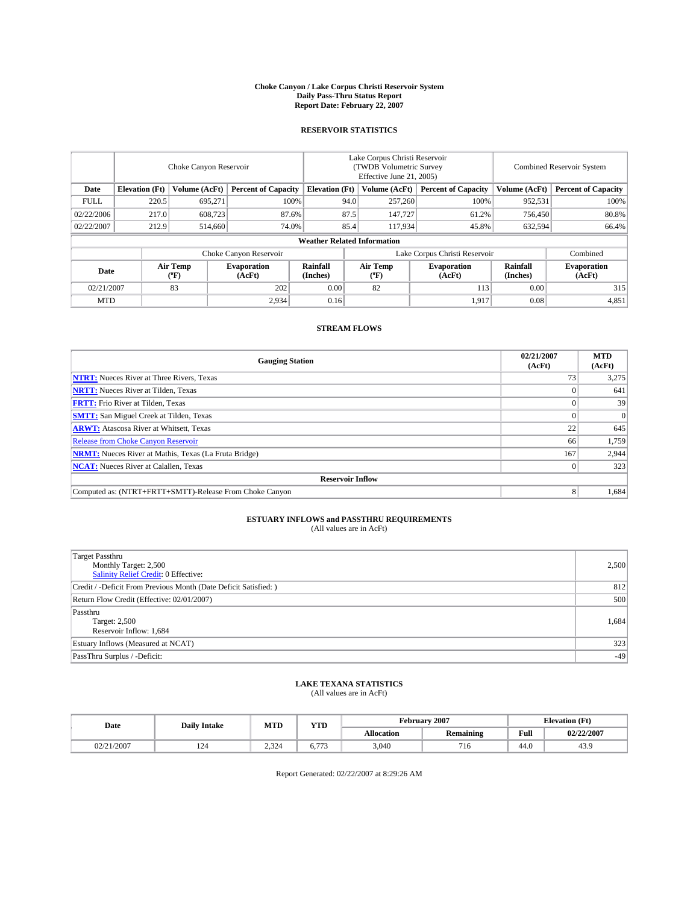**Choke Canyon / Lake Corpus Christi Reservoir System**
**Daily Pass-Thru Status Report**
**Report Date: February 22, 2007**

## RESERVOIR STATISTICS

| | Choke Canyon Reservoir | | | Lake Corpus Christi Reservoir (TWDB Volumetric Survey Effective June 21, 2005) | | | Combined Reservoir System | |
|---|---|---|---|---|---|---|---|---|
| **Date** | **Elevation (Ft)** | **Volume (AcFt)** | **Percent of Capacity** | **Elevation (Ft)** | **Volume (AcFt)** | **Percent of Capacity** | **Volume (AcFt)** | **Percent of Capacity** |
| FULL | 220.5 | 695,271 | 100% | 94.0 | 257,260 | 100% | 952,531 | 100% |
| 02/22/2006 | 217.0 | 608,723 | 87.6% | 87.5 | 147,727 | 61.2% | 756,450 | 80.8% |
| 02/22/2007 | 212.9 | 514,660 | 74.0% | 85.4 | 117,934 | 45.8% | 632,594 | 66.4% |

**Weather Related Information**

| | Choke Canyon Reservoir | | | Lake Corpus Christi Reservoir | | | Combined |
|---|---|---|---|---|---|---|---|
| **Date** | **Air Temp (°F)** | **Evaporation (AcFt)** | **Rainfall (Inches)** | **Air Temp (°F)** | **Evaporation (AcFt)** | **Rainfall (Inches)** | **Evaporation (AcFt)** |
| 02/21/2007 | 83 | 202 | 0.00 | 82 | 113 | 0.00 | 315 |
| MTD | | 2,934 | 0.16 | | 1,917 | 0.08 | 4,851 |

## STREAM FLOWS

| Gauging Station | 02/21/2007 (AcFt) | MTD (AcFt) |
|---|---|---|
| **NTRT:** Nueces River at Three Rivers, Texas | 73 | 3,275 |
| **NRTT:** Nueces River at Tilden, Texas | 0 | 641 |
| **FRTT:** Frio River at Tilden, Texas | 0 | 39 |
| **SMTT:** San Miguel Creek at Tilden, Texas | 0 | 0 |
| **ARWT:** Atascosa River at Whitsett, Texas | 22 | 645 |
| Release from Choke Canyon Reservoir | 66 | 1,759 |
| **NRMT:** Nueces River at Mathis, Texas (La Fruta Bridge) | 167 | 2,944 |
| **NCAT:** Nueces River at Calallen, Texas | 0 | 323 |
| **Reservoir Inflow** | | |
| Computed as: (NTRT+FRTT+SMTT)-Release From Choke Canyon | 8 | 1,684 |

## ESTUARY INFLOWS and PASSTHRU REQUIREMENTS
(All values are in AcFt)

| | |
|---|---|
| Target Passthru<br>Monthly Target: 2,500<br>Salinity Relief Credit: 0 Effective: | 2,500 |
| Credit / -Deficit From Previous Month (Date Deficit Satisfied: ) | 812 |
| Return Flow Credit (Effective: 02/01/2007) | 500 |
| Passthru<br>Target: 2,500<br>Reservoir Inflow: 1,684 | 1,684 |
| Estuary Inflows (Measured at NCAT) | 323 |
| PassThru Surplus / -Deficit: | -49 |

## LAKE TEXANA STATISTICS
(All values are in AcFt)

| Date | Daily Intake | MTD | YTD | February 2007 | | Elevation (Ft) | |
|---|---|---|---|---|---|---|---|
| | | | | **Allocation** | **Remaining** | **Full** | **02/22/2007** |
| 02/21/2007 | 124 | 2,324 | 6,773 | 3,040 | 716 | 44.0 | 43.9 |

Report Generated: 02/22/2007 at 8:29:26 AM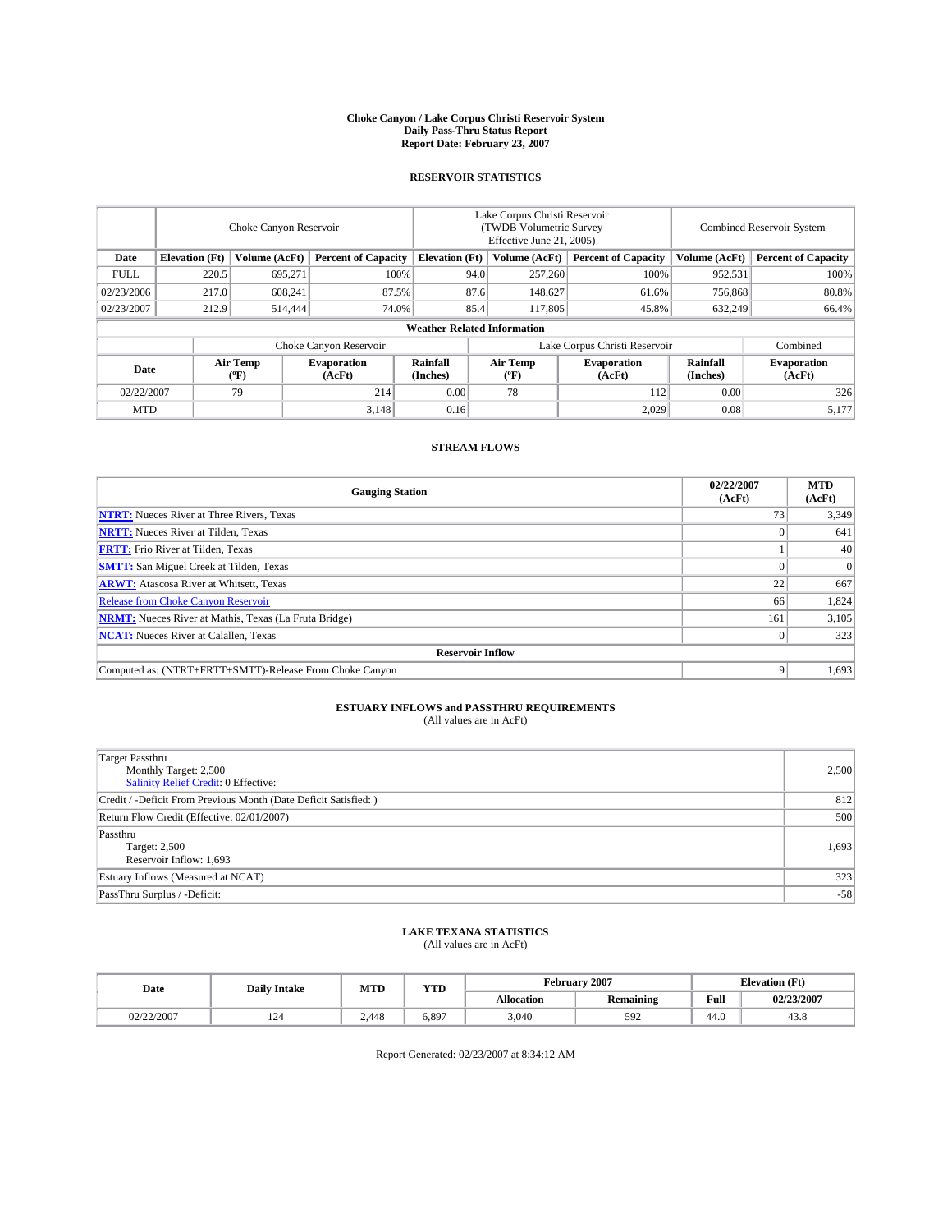# Choke Canyon / Lake Corpus Christi Reservoir System
## Daily Pass-Thru Status Report
## Report Date: February 23, 2007

### RESERVOIR STATISTICS

| | Choke Canyon Reservoir | | | Lake Corpus Christi Reservoir (TWDB Volumetric Survey Effective June 21, 2005) | | | Combined Reservoir System | |
|---|---|---|---|---|---|---|---|---|
| **Date** | **Elevation (Ft)** | **Volume (AcFt)** | **Percent of Capacity** | **Elevation (Ft)** | **Volume (AcFt)** | **Percent of Capacity** | **Volume (AcFt)** | **Percent of Capacity** |
| FULL | 220.5 | 695,271 | 100% | 94.0 | 257,260 | 100% | 952,531 | 100% |
| 02/23/2006 | 217.0 | 608,241 | 87.5% | 87.6 | 148,627 | 61.6% | 756,868 | 80.8% |
| 02/23/2007 | 212.9 | 514,444 | 74.0% | 85.4 | 117,805 | 45.8% | 632,249 | 66.4% |

**Weather Related Information**

| | Choke Canyon Reservoir | | | Lake Corpus Christi Reservoir | | | Combined |
|---|---|---|---|---|---|---|---|
| **Date** | **Air Temp (°F)** | **Evaporation (AcFt)** | **Rainfall (Inches)** | **Air Temp (°F)** | **Evaporation (AcFt)** | **Rainfall (Inches)** | **Evaporation (AcFt)** |
| 02/22/2007 | 79 | 214 | 0.00 | 78 | 112 | 0.00 | 326 |
| MTD | | 3,148 | 0.16 | | 2,029 | 0.08 | 5,177 |

### STREAM FLOWS

| Gauging Station | 02/22/2007 (AcFt) | MTD (AcFt) |
|---|---|---|
| **NTRT:** Nueces River at Three Rivers, Texas | 73 | 3,349 |
| **NRTT:** Nueces River at Tilden, Texas | 0 | 641 |
| **FRTT:** Frio River at Tilden, Texas | 1 | 40 |
| **SMTT:** San Miguel Creek at Tilden, Texas | 0 | 0 |
| **ARWT:** Atascosa River at Whitsett, Texas | 22 | 667 |
| Release from Choke Canyon Reservoir | 66 | 1,824 |
| **NRMT:** Nueces River at Mathis, Texas (La Fruta Bridge) | 161 | 3,105 |
| **NCAT:** Nueces River at Calallen, Texas | 0 | 323 |
| **Reservoir Inflow** | | |
| Computed as: (NTRT+FRTT+SMTT)-Release From Choke Canyon | 9 | 1,693 |

### ESTUARY INFLOWS and PASSTHRU REQUIREMENTS
(All values are in AcFt)

| | |
|---|---|
| Target Passthru<br>Monthly Target: 2,500<br>Salinity Relief Credit: 0 Effective: | 2,500 |
| Credit / -Deficit From Previous Month (Date Deficit Satisfied: ) | 812 |
| Return Flow Credit (Effective: 02/01/2007) | 500 |
| Passthru<br>Target: 2,500<br>Reservoir Inflow: 1,693 | 1,693 |
| Estuary Inflows (Measured at NCAT) | 323 |
| PassThru Surplus / -Deficit: | -58 |

### LAKE TEXANA STATISTICS
(All values are in AcFt)

| Date | Daily Intake | MTD | YTD | February 2007 | | Elevation (Ft) | |
|---|---|---|---|---|---|---|---|
| | | | | **Allocation** | **Remaining** | **Full** | **02/23/2007** |
| 02/22/2007 | 124 | 2,448 | 6,897 | 3,040 | 592 | 44.0 | 43.8 |

Report Generated: 02/23/2007 at 8:34:12 AM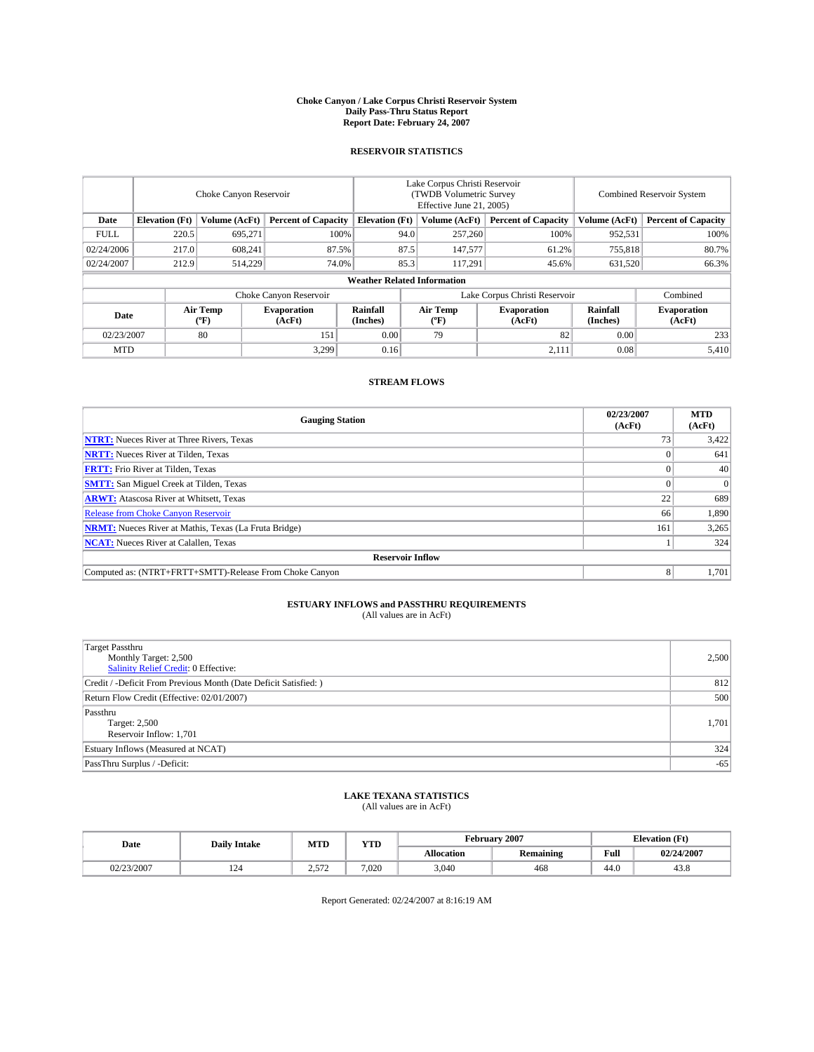# Choke Canyon / Lake Corpus Christi Reservoir System
## Daily Pass-Thru Status Report
## Report Date: February 24, 2007

### RESERVOIR STATISTICS

| | Choke Canyon Reservoir | | | Lake Corpus Christi Reservoir (TWDB Volumetric Survey Effective June 21, 2005) | | | Combined Reservoir System | |
|---|---|---|---|---|---|---|---|---|
| Date | Elevation (Ft) | Volume (AcFt) | Percent of Capacity | Elevation (Ft) | Volume (AcFt) | Percent of Capacity | Volume (AcFt) | Percent of Capacity |
| FULL | 220.5 | 695,271 | 100% | 94.0 | 257,260 | 100% | 952,531 | 100% |
| 02/24/2006 | 217.0 | 608,241 | 87.5% | 87.5 | 147,577 | 61.2% | 755,818 | 80.7% |
| 02/24/2007 | 212.9 | 514,229 | 74.0% | 85.3 | 117,291 | 45.6% | 631,520 | 66.3% |

**Weather Related Information**

| | Choke Canyon Reservoir | | | Lake Corpus Christi Reservoir | | | Combined |
|---|---|---|---|---|---|---|---|
| Date | Air Temp (ºF) | Evaporation (AcFt) | Rainfall (Inches) | Air Temp (ºF) | Evaporation (AcFt) | Rainfall (Inches) | Evaporation (AcFt) |
| 02/23/2007 | 80 | 151 | 0.00 | 79 | 82 | 0.00 | 233 |
| MTD | | 3,299 | 0.16 | | 2,111 | 0.08 | 5,410 |

### STREAM FLOWS

| Gauging Station | 02/23/2007 (AcFt) | MTD (AcFt) |
|---|---|---|
| **NTRT:** Nueces River at Three Rivers, Texas | 73 | 3,422 |
| **NRTT:** Nueces River at Tilden, Texas | 0 | 641 |
| **FRTT:** Frio River at Tilden, Texas | 0 | 40 |
| **SMTT:** San Miguel Creek at Tilden, Texas | 0 | 0 |
| **ARWT:** Atascosa River at Whitsett, Texas | 22 | 689 |
| Release from Choke Canyon Reservoir | 66 | 1,890 |
| **NRMT:** Nueces River at Mathis, Texas (La Fruta Bridge) | 161 | 3,265 |
| **NCAT:** Nueces River at Calallen, Texas | 1 | 324 |
| **Reservoir Inflow** | | |
| Computed as: (NTRT+FRTT+SMTT)-Release From Choke Canyon | 8 | 1,701 |

### ESTUARY INFLOWS and PASSTHRU REQUIREMENTS
(All values are in AcFt)

| | |
|---|---|
| Target Passthru<br>Monthly Target: 2,500<br>Salinity Relief Credit: 0 Effective: | 2,500 |
| Credit / -Deficit From Previous Month (Date Deficit Satisfied: ) | 812 |
| Return Flow Credit (Effective: 02/01/2007) | 500 |
| Passthru<br>Target: 2,500<br>Reservoir Inflow: 1,701 | 1,701 |
| Estuary Inflows (Measured at NCAT) | 324 |
| PassThru Surplus / -Deficit: | -65 |

### LAKE TEXANA STATISTICS
(All values are in AcFt)

| Date | Daily Intake | MTD | YTD | February 2007 | | Elevation (Ft) | |
|---|---|---|---|---|---|---|---|
| | | | | Allocation | Remaining | Full | 02/24/2007 |
| 02/23/2007 | 124 | 2,572 | 7,020 | 3,040 | 468 | 44.0 | 43.8 |

Report Generated: 02/24/2007 at 8:16:19 AM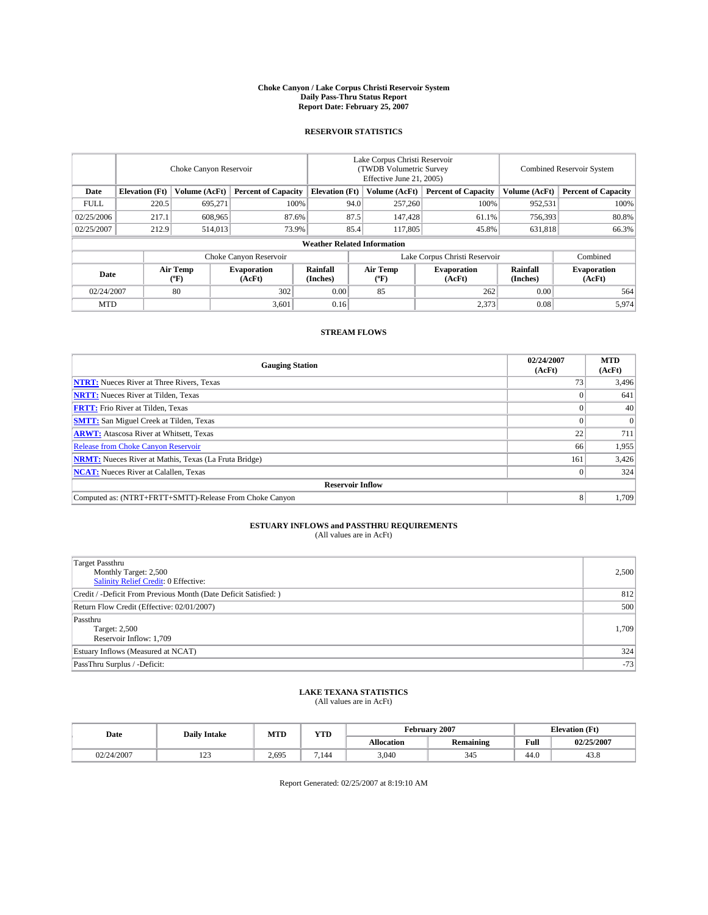# Choke Canyon / Lake Corpus Christi Reservoir System
## Daily Pass-Thru Status Report
### Report Date: February 25, 2007

## RESERVOIR STATISTICS

| | Choke Canyon Reservoir | | | Lake Corpus Christi Reservoir (TWDB Volumetric Survey Effective June 21, 2005) | | | Combined Reservoir System | |
|---|---|---|---|---|---|---|---|---|
| Date | Elevation (Ft) | Volume (AcFt) | Percent of Capacity | Elevation (Ft) | Volume (AcFt) | Percent of Capacity | Volume (AcFt) | Percent of Capacity |
| FULL | 220.5 | 695,271 | 100% | 94.0 | 257,260 | 100% | 952,531 | 100% |
| 02/25/2006 | 217.1 | 608,965 | 87.6% | 87.5 | 147,428 | 61.1% | 756,393 | 80.8% |
| 02/25/2007 | 212.9 | 514,013 | 73.9% | 85.4 | 117,805 | 45.8% | 631,818 | 66.3% |

**Weather Related Information**

| | Choke Canyon Reservoir | | | Lake Corpus Christi Reservoir | | | Combined |
|---|---|---|---|---|---|---|---|
| Date | Air Temp (ºF) | Evaporation (AcFt) | Rainfall (Inches) | Air Temp (ºF) | Evaporation (AcFt) | Rainfall (Inches) | Evaporation (AcFt) |
| 02/24/2007 | 80 | 302 | 0.00 | 85 | 262 | 0.00 | 564 |
| MTD | | 3,601 | 0.16 | | 2,373 | 0.08 | 5,974 |

## STREAM FLOWS

| Gauging Station | 02/24/2007 (AcFt) | MTD (AcFt) |
|---|---|---|
| **NTRT:** Nueces River at Three Rivers, Texas | 73 | 3,496 |
| **NRTT:** Nueces River at Tilden, Texas | 0 | 641 |
| **FRTT:** Frio River at Tilden, Texas | 0 | 40 |
| **SMTT:** San Miguel Creek at Tilden, Texas | 0 | 0 |
| **ARWT:** Atascosa River at Whitsett, Texas | 22 | 711 |
| Release from Choke Canyon Reservoir | 66 | 1,955 |
| **NRMT:** Nueces River at Mathis, Texas (La Fruta Bridge) | 161 | 3,426 |
| **NCAT:** Nueces River at Calallen, Texas | 0 | 324 |
| **Reservoir Inflow** | | |
| Computed as: (NTRT+FRTT+SMTT)-Release From Choke Canyon | 8 | 1,709 |

## ESTUARY INFLOWS and PASSTHRU REQUIREMENTS
(All values are in AcFt)

| | |
|---|---|
| Target Passthru<br>Monthly Target: 2,500<br>Salinity Relief Credit: 0 Effective: | 2,500 |
| Credit / -Deficit From Previous Month (Date Deficit Satisfied: ) | 812 |
| Return Flow Credit (Effective: 02/01/2007) | 500 |
| Passthru<br>Target: 2,500<br>Reservoir Inflow: 1,709 | 1,709 |
| Estuary Inflows (Measured at NCAT) | 324 |
| PassThru Surplus / -Deficit: | -73 |

## LAKE TEXANA STATISTICS
(All values are in AcFt)

| Date | Daily Intake | MTD | YTD | February 2007 | | Elevation (Ft) | |
|---|---|---|---|---|---|---|---|
| | | | | Allocation | Remaining | Full | 02/25/2007 |
| 02/24/2007 | 123 | 2,695 | 7,144 | 3,040 | 345 | 44.0 | 43.8 |

Report Generated: 02/25/2007 at 8:19:10 AM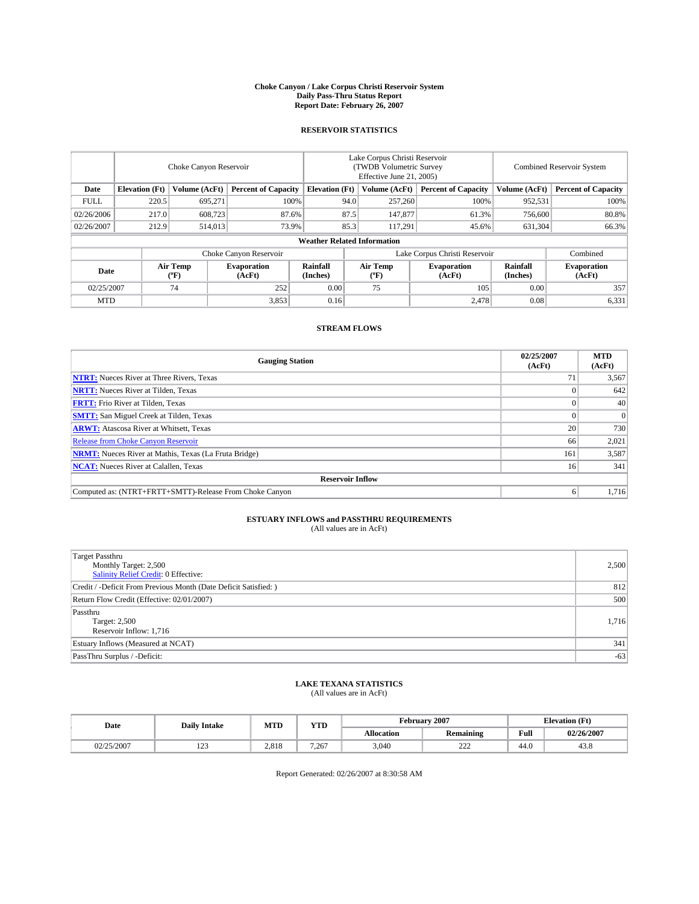**Choke Canyon / Lake Corpus Christi Reservoir System**
**Daily Pass-Thru Status Report**
**Report Date: February 26, 2007**

## RESERVOIR STATISTICS

| | Choke Canyon Reservoir | | | Lake Corpus Christi Reservoir (TWDB Volumetric Survey Effective June 21, 2005) | | | Combined Reservoir System | |
|---|---|---|---|---|---|---|---|---|
| **Date** | **Elevation (Ft)** | **Volume (AcFt)** | **Percent of Capacity** | **Elevation (Ft)** | **Volume (AcFt)** | **Percent of Capacity** | **Volume (AcFt)** | **Percent of Capacity** |
| FULL | 220.5 | 695,271 | 100% | 94.0 | 257,260 | 100% | 952,531 | 100% |
| 02/26/2006 | 217.0 | 608,723 | 87.6% | 87.5 | 147,877 | 61.3% | 756,600 | 80.8% |
| 02/26/2007 | 212.9 | 514,013 | 73.9% | 85.3 | 117,291 | 45.6% | 631,304 | 66.3% |

**Weather Related Information**

| | Choke Canyon Reservoir | | | Lake Corpus Christi Reservoir | | | Combined |
|---|---|---|---|---|---|---|---|
| **Date** | **Air Temp (°F)** | **Evaporation (AcFt)** | **Rainfall (Inches)** | **Air Temp (°F)** | **Evaporation (AcFt)** | **Rainfall (Inches)** | **Evaporation (AcFt)** |
| 02/25/2007 | 74 | 252 | 0.00 | 75 | 105 | 0.00 | 357 |
| MTD | | 3,853 | 0.16 | | 2,478 | 0.08 | 6,331 |

## STREAM FLOWS

| Gauging Station | 02/25/2007 (AcFt) | MTD (AcFt) |
|---|---|---|
| **NTRT:** Nueces River at Three Rivers, Texas | 71 | 3,567 |
| **NRTT:** Nueces River at Tilden, Texas | 0 | 642 |
| **FRTT:** Frio River at Tilden, Texas | 0 | 40 |
| **SMTT:** San Miguel Creek at Tilden, Texas | 0 | 0 |
| **ARWT:** Atascosa River at Whitsett, Texas | 20 | 730 |
| Release from Choke Canyon Reservoir | 66 | 2,021 |
| **NRMT:** Nueces River at Mathis, Texas (La Fruta Bridge) | 161 | 3,587 |
| **NCAT:** Nueces River at Calallen, Texas | 16 | 341 |
| **Reservoir Inflow** | | |
| Computed as: (NTRT+FRTT+SMTT)-Release From Choke Canyon | 6 | 1,716 |

## ESTUARY INFLOWS and PASSTHRU REQUIREMENTS
(All values are in AcFt)

| | |
|---|---|
| Target Passthru<br>Monthly Target: 2,500<br>Salinity Relief Credit: 0 Effective: | 2,500 |
| Credit / -Deficit From Previous Month (Date Deficit Satisfied: ) | 812 |
| Return Flow Credit (Effective: 02/01/2007) | 500 |
| Passthru<br>Target: 2,500<br>Reservoir Inflow: 1,716 | 1,716 |
| Estuary Inflows (Measured at NCAT) | 341 |
| PassThru Surplus / -Deficit: | -63 |

## LAKE TEXANA STATISTICS
(All values are in AcFt)

| Date | Daily Intake | MTD | YTD | February 2007 | | Elevation (Ft) | |
|---|---|---|---|---|---|---|---|
| | | | | **Allocation** | **Remaining** | **Full** | **02/26/2007** |
| 02/25/2007 | 123 | 2,818 | 7,267 | 3,040 | 222 | 44.0 | 43.8 |

Report Generated: 02/26/2007 at 8:30:58 AM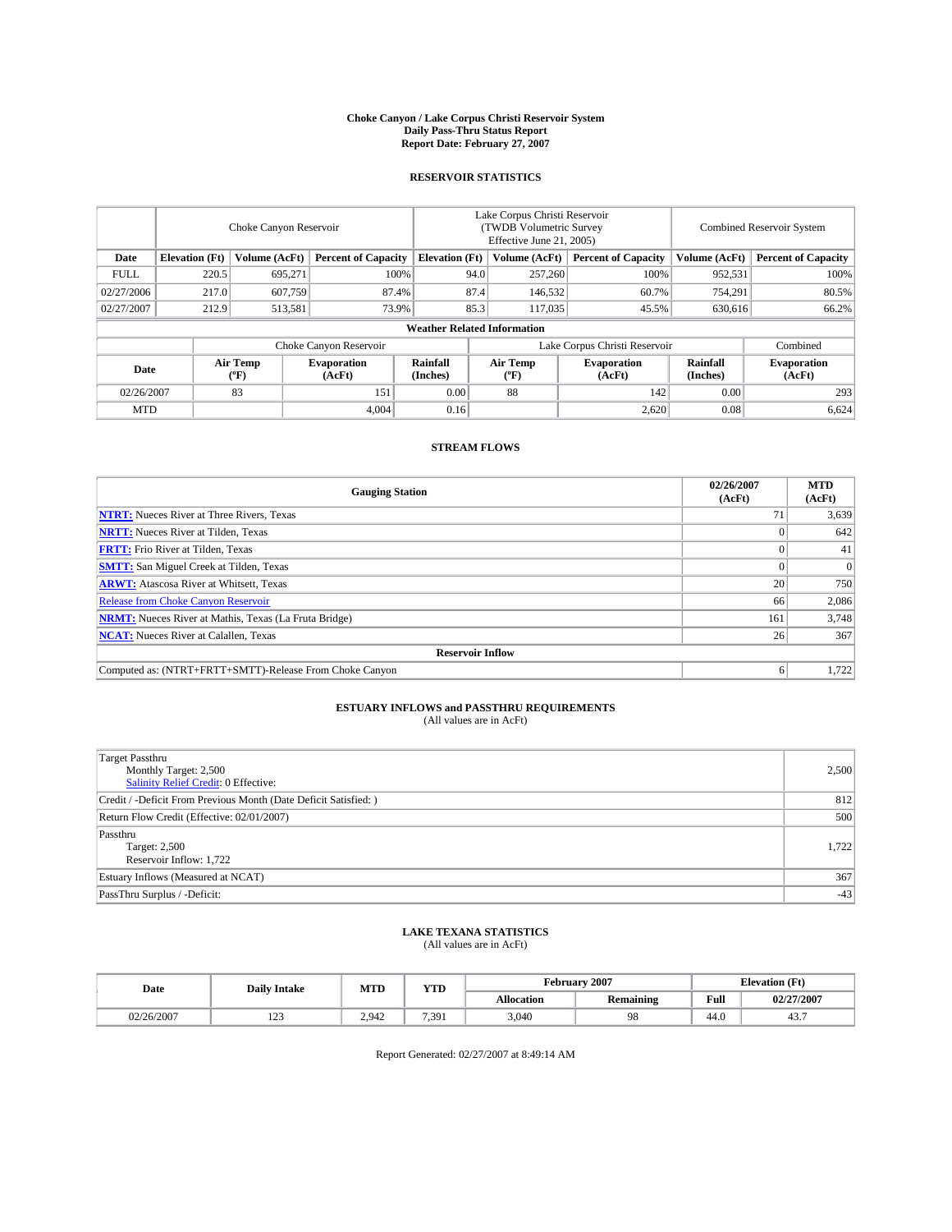# Choke Canyon / Lake Corpus Christi Reservoir System
## Daily Pass-Thru Status Report
## Report Date: February 27, 2007

### RESERVOIR STATISTICS

| | Choke Canyon Reservoir | | | Lake Corpus Christi Reservoir (TWDB Volumetric Survey Effective June 21, 2005) | | | Combined Reservoir System | |
|---|---|---|---|---|---|---|---|---|
| Date | Elevation (Ft) | Volume (AcFt) | Percent of Capacity | Elevation (Ft) | Volume (AcFt) | Percent of Capacity | Volume (AcFt) | Percent of Capacity |
| FULL | 220.5 | 695,271 | 100% | 94.0 | 257,260 | 100% | 952,531 | 100% |
| 02/27/2006 | 217.0 | 607,759 | 87.4% | 87.4 | 146,532 | 60.7% | 754,291 | 80.5% |
| 02/27/2007 | 212.9 | 513,581 | 73.9% | 85.3 | 117,035 | 45.5% | 630,616 | 66.2% |

**Weather Related Information**

| | Choke Canyon Reservoir | | | Lake Corpus Christi Reservoir | | | Combined |
|---|---|---|---|---|---|---|---|
| Date | Air Temp (°F) | Evaporation (AcFt) | Rainfall (Inches) | Air Temp (°F) | Evaporation (AcFt) | Rainfall (Inches) | Evaporation (AcFt) |
| 02/26/2007 | 83 | 151 | 0.00 | 88 | 142 | 0.00 | 293 |
| MTD | | 4,004 | 0.16 | | 2,620 | 0.08 | 6,624 |

### STREAM FLOWS

| Gauging Station | 02/26/2007 (AcFt) | MTD (AcFt) |
|---|---|---|
| **NTRT:** Nueces River at Three Rivers, Texas | 71 | 3,639 |
| **NRTT:** Nueces River at Tilden, Texas | 0 | 642 |
| **FRTT:** Frio River at Tilden, Texas | 0 | 41 |
| **SMTT:** San Miguel Creek at Tilden, Texas | 0 | 0 |
| **ARWT:** Atascosa River at Whitsett, Texas | 20 | 750 |
| Release from Choke Canyon Reservoir | 66 | 2,086 |
| **NRMT:** Nueces River at Mathis, Texas (La Fruta Bridge) | 161 | 3,748 |
| **NCAT:** Nueces River at Calallen, Texas | 26 | 367 |
| **Reservoir Inflow** | | |
| Computed as: (NTRT+FRTT+SMTT)-Release From Choke Canyon | 6 | 1,722 |

### ESTUARY INFLOWS and PASSTHRU REQUIREMENTS
(All values are in AcFt)

| | |
|---|---|
| Target Passthru<br>Monthly Target: 2,500<br>Salinity Relief Credit: 0 Effective: | 2,500 |
| Credit / -Deficit From Previous Month (Date Deficit Satisfied: ) | 812 |
| Return Flow Credit (Effective: 02/01/2007) | 500 |
| Passthru<br>Target: 2,500<br>Reservoir Inflow: 1,722 | 1,722 |
| Estuary Inflows (Measured at NCAT) | 367 |
| PassThru Surplus / -Deficit: | -43 |

### LAKE TEXANA STATISTICS
(All values are in AcFt)

| Date | Daily Intake | MTD | YTD | February 2007 | | Elevation (Ft) | |
|---|---|---|---|---|---|---|---|
| | | | | Allocation | Remaining | Full | 02/27/2007 |
| 02/26/2007 | 123 | 2,942 | 7,391 | 3,040 | 98 | 44.0 | 43.7 |

Report Generated: 02/27/2007 at 8:49:14 AM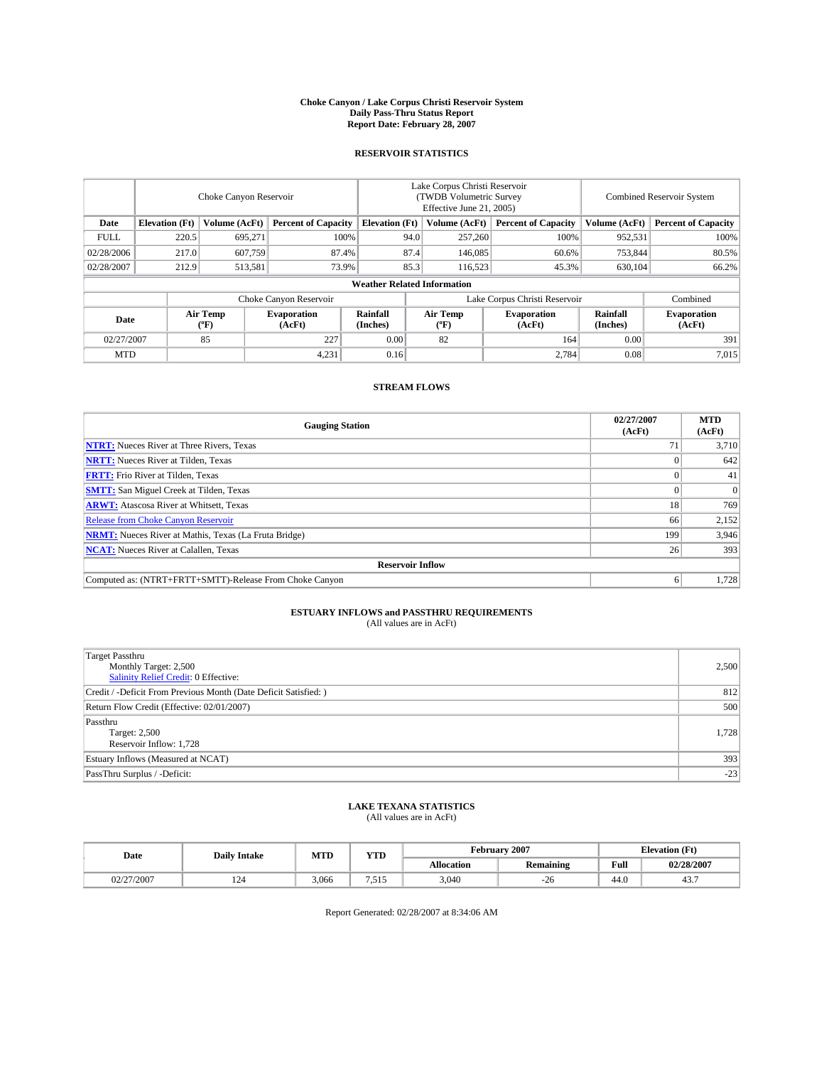# Choke Canyon / Lake Corpus Christi Reservoir System
## Daily Pass-Thru Status Report
## Report Date: February 28, 2007

### RESERVOIR STATISTICS

| | Choke Canyon Reservoir | | | Lake Corpus Christi Reservoir (TWDB Volumetric Survey Effective June 21, 2005) | | | Combined Reservoir System | |
|---|---|---|---|---|---|---|---|---|
| Date | Elevation (Ft) | Volume (AcFt) | Percent of Capacity | Elevation (Ft) | Volume (AcFt) | Percent of Capacity | Volume (AcFt) | Percent of Capacity |
| FULL | 220.5 | 695,271 | 100% | 94.0 | 257,260 | 100% | 952,531 | 100% |
| 02/28/2006 | 217.0 | 607,759 | 87.4% | 87.4 | 146,085 | 60.6% | 753,844 | 80.5% |
| 02/28/2007 | 212.9 | 513,581 | 73.9% | 85.3 | 116,523 | 45.3% | 630,104 | 66.2% |

**Weather Related Information**

| | Choke Canyon Reservoir | | | Lake Corpus Christi Reservoir | | | Combined |
|---|---|---|---|---|---|---|---|
| Date | Air Temp (ºF) | Evaporation (AcFt) | Rainfall (Inches) | Air Temp (ºF) | Evaporation (AcFt) | Rainfall (Inches) | Evaporation (AcFt) |
| 02/27/2007 | 85 | 227 | 0.00 | 82 | 164 | 0.00 | 391 |
| MTD | | 4,231 | 0.16 | | 2,784 | 0.08 | 7,015 |

### STREAM FLOWS

| Gauging Station | 02/27/2007 (AcFt) | MTD (AcFt) |
|---|---|---|
| NTRT: Nueces River at Three Rivers, Texas | 71 | 3,710 |
| NRTT: Nueces River at Tilden, Texas | 0 | 642 |
| FRTT: Frio River at Tilden, Texas | 0 | 41 |
| SMTT: San Miguel Creek at Tilden, Texas | 0 | 0 |
| ARWT: Atascosa River at Whitsett, Texas | 18 | 769 |
| Release from Choke Canyon Reservoir | 66 | 2,152 |
| NRMT: Nueces River at Mathis, Texas (La Fruta Bridge) | 199 | 3,946 |
| NCAT: Nueces River at Calallen, Texas | 26 | 393 |
| **Reservoir Inflow** | | |
| Computed as: (NTRT+FRTT+SMTT)-Release From Choke Canyon | 6 | 1,728 |

### ESTUARY INFLOWS and PASSTHRU REQUIREMENTS
(All values are in AcFt)

| | |
|---|---|
| Target Passthru<br>Monthly Target: 2,500<br>Salinity Relief Credit: 0 Effective: | 2,500 |
| Credit / -Deficit From Previous Month (Date Deficit Satisfied: ) | 812 |
| Return Flow Credit (Effective: 02/01/2007) | 500 |
| Passthru<br>Target: 2,500<br>Reservoir Inflow: 1,728 | 1,728 |
| Estuary Inflows (Measured at NCAT) | 393 |
| PassThru Surplus / -Deficit: | -23 |

### LAKE TEXANA STATISTICS
(All values are in AcFt)

| Date | Daily Intake | MTD | YTD | February 2007 | | Elevation (Ft) | |
|---|---|---|---|---|---|---|---|
| | | | | Allocation | Remaining | Full | 02/28/2007 |
| 02/27/2007 | 124 | 3,066 | 7,515 | 3,040 | -26 | 44.0 | 43.7 |

Report Generated: 02/28/2007 at 8:34:06 AM